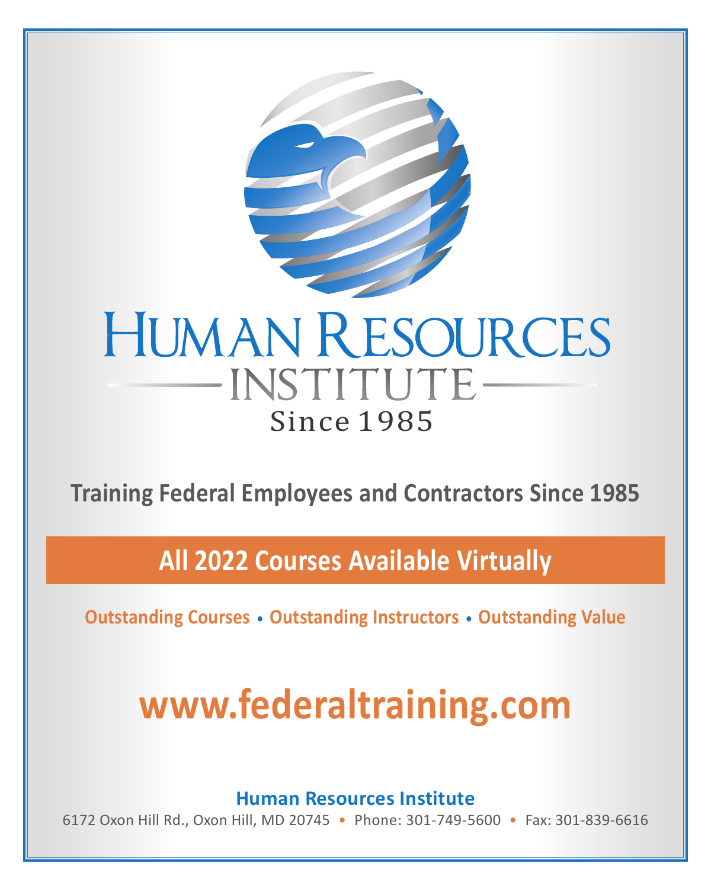# Human Resources Institute

Since 1985

**Training Federal Employees and Contractors Since 1985**

## All 2022 Courses Available Virtually

**Outstanding Courses • Outstanding Instructors • Outstanding Value**

# www.federaltraining.com

**Human Resources Institute**

6172 Oxon Hill Rd., Oxon Hill, MD 20745 • Phone: 301-749-5600 • Fax: 301-839-6616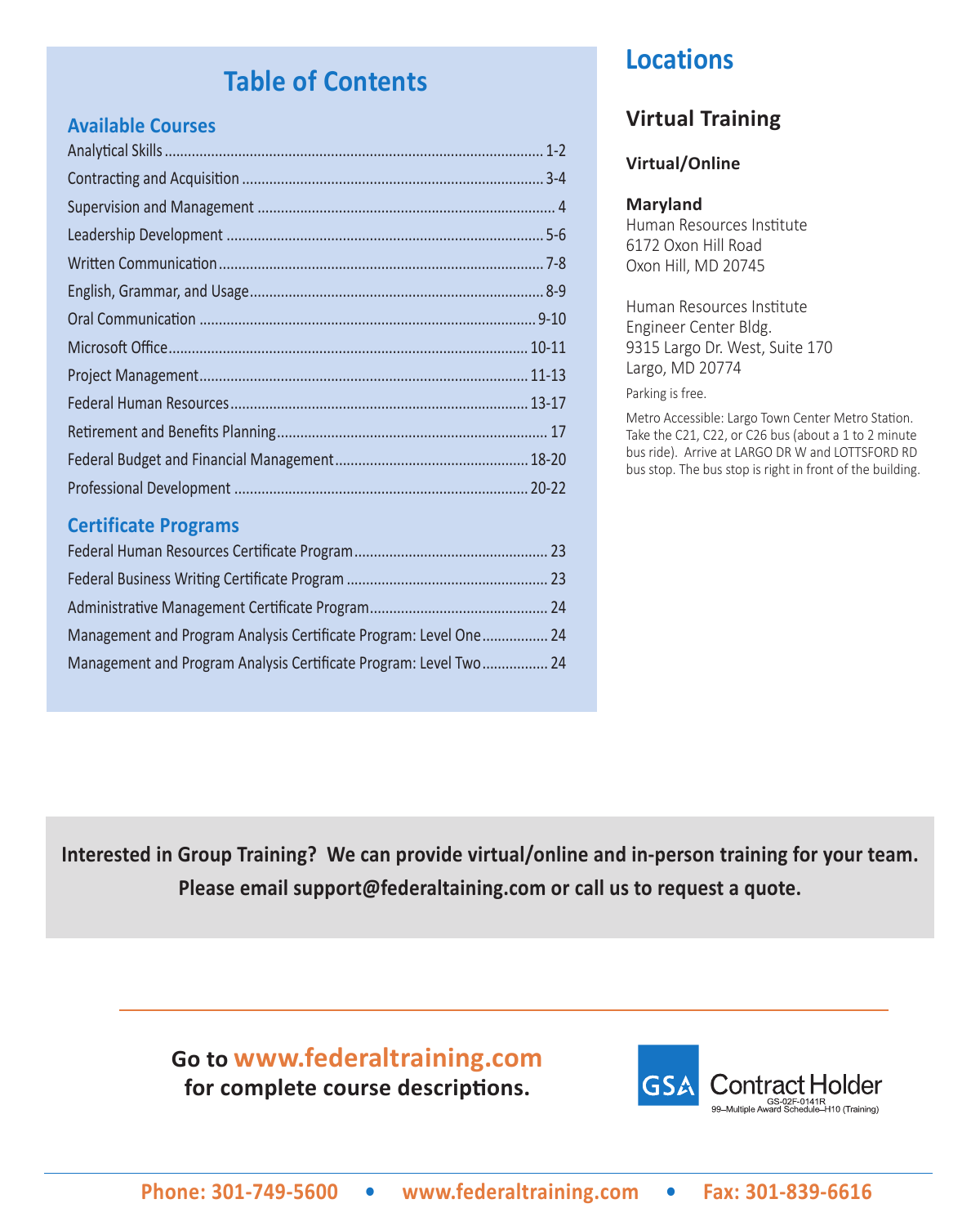## Table of Contents

### Available Courses

| Course | Pages |
|---|---|
| Analytical Skills | 1-2 |
| Contracting and Acquisition | 3-4 |
| Supervision and Management | 4 |
| Leadership Development | 5-6 |
| Written Communication | 7-8 |
| English, Grammar, and Usage | 8-9 |
| Oral Communication | 9-10 |
| Microsoft Office | 10-11 |
| Project Management | 11-13 |
| Federal Human Resources | 13-17 |
| Retirement and Benefits Planning | 17 |
| Federal Budget and Financial Management | 18-20 |
| Professional Development | 20-22 |

### Certificate Programs

| Program | Page |
|---|---|
| Federal Human Resources Certificate Program | 23 |
| Federal Business Writing Certificate Program | 23 |
| Administrative Management Certificate Program | 24 |
| Management and Program Analysis Certificate Program: Level One | 24 |
| Management and Program Analysis Certificate Program: Level Two | 24 |

## Locations

### Virtual Training

**Virtual/Online**

**Maryland**

Human Resources Institute
6172 Oxon Hill Road
Oxon Hill, MD 20745

Human Resources Institute
Engineer Center Bldg.
9315 Largo Dr. West, Suite 170
Largo, MD 20774

Parking is free.

Metro Accessible: Largo Town Center Metro Station. Take the C21, C22, or C26 bus (about a 1 to 2 minute bus ride). Arrive at LARGO DR W and LOTTSFORD RD bus stop. The bus stop is right in front of the building.

**Interested in Group Training? We can provide virtual/online and in-person training for your team. Please email support@federaltaining.com or call us to request a quote.**

**Go to www.federaltraining.com for complete course descriptions.**

GSA Contract Holder
GS-02F-0141R
99–Multiple Award Schedule–H10 (Training)

**Phone: 301-749-5600 • www.federaltraining.com • Fax: 301-839-6616**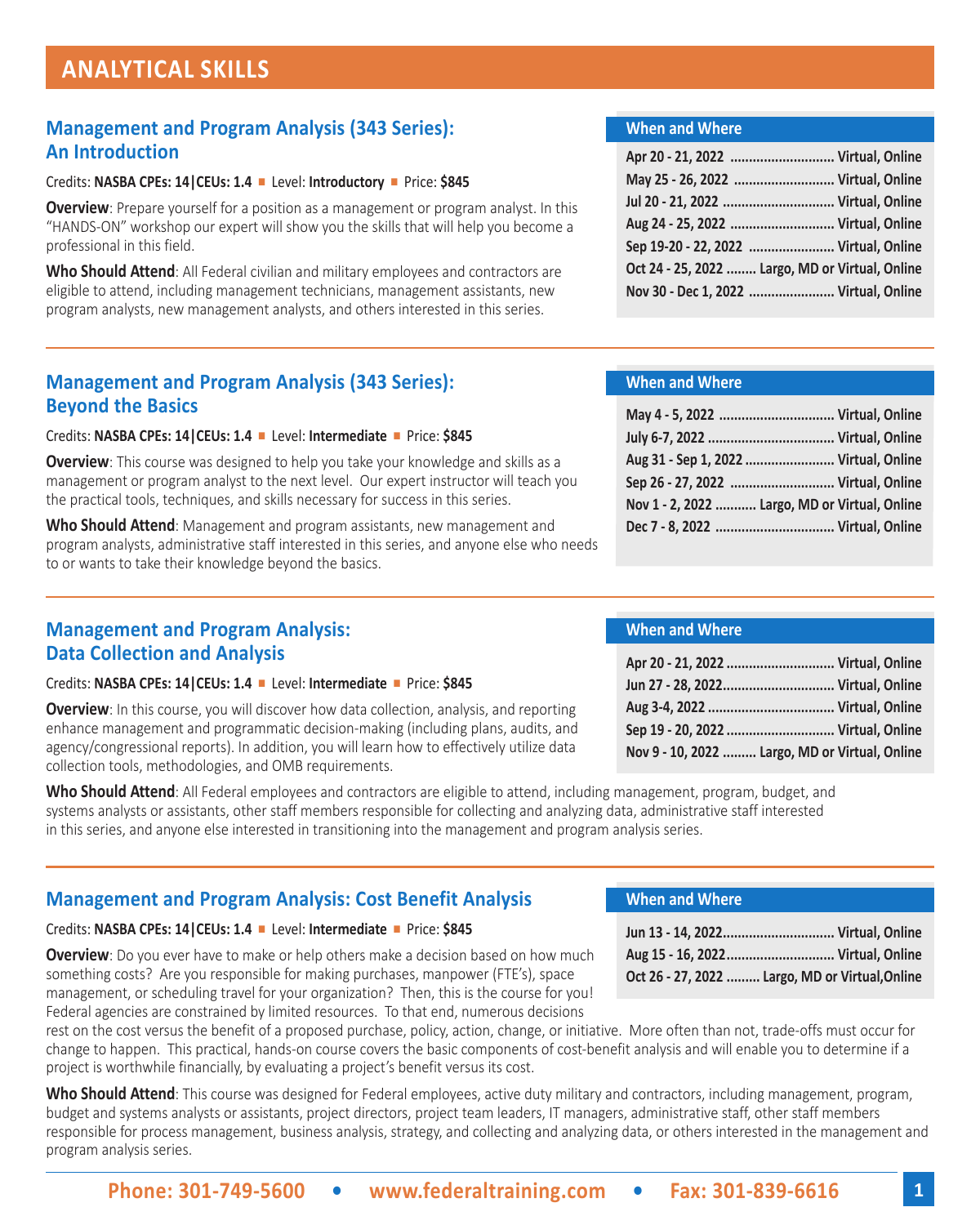# ANALYTICAL SKILLS

## Management and Program Analysis (343 Series): An Introduction

Credits: **NASBA CPEs: 14|CEUs: 1.4** ■ Level: **Introductory** ■ Price: **$845**

**Overview**: Prepare yourself for a position as a management or program analyst. In this "HANDS-ON" workshop our expert will show you the skills that will help you become a professional in this field.

**Who Should Attend**: All Federal civilian and military employees and contractors are eligible to attend, including management technicians, management assistants, new program analysts, new management analysts, and others interested in this series.

### When and Where

| Date | Location |
|---|---|
| Apr 20 - 21, 2022 | Virtual, Online |
| May 25 - 26, 2022 | Virtual, Online |
| Jul 20 - 21, 2022 | Virtual, Online |
| Aug 24 - 25, 2022 | Virtual, Online |
| Sep 19-20 - 22, 2022 | Virtual, Online |
| Oct 24 - 25, 2022 | Largo, MD or Virtual, Online |
| Nov 30 - Dec 1, 2022 | Virtual, Online |

## Management and Program Analysis (343 Series): Beyond the Basics

Credits: **NASBA CPEs: 14|CEUs: 1.4** ■ Level: **Intermediate** ■ Price: **$845**

**Overview**: This course was designed to help you take your knowledge and skills as a management or program analyst to the next level. Our expert instructor will teach you the practical tools, techniques, and skills necessary for success in this series.

**Who Should Attend**: Management and program assistants, new management and program analysts, administrative staff interested in this series, and anyone else who needs to or wants to take their knowledge beyond the basics.

### When and Where

| Date | Location |
|---|---|
| May 4 - 5, 2022 | Virtual, Online |
| July 6-7, 2022 | Virtual, Online |
| Aug 31 - Sep 1, 2022 | Virtual, Online |
| Sep 26 - 27, 2022 | Virtual, Online |
| Nov 1 - 2, 2022 | Largo, MD or Virtual, Online |
| Dec 7 - 8, 2022 | Virtual, Online |

## Management and Program Analysis: Data Collection and Analysis

Credits: **NASBA CPEs: 14|CEUs: 1.4** ■ Level: **Intermediate** ■ Price: **$845**

**Overview**: In this course, you will discover how data collection, analysis, and reporting enhance management and programmatic decision-making (including plans, audits, and agency/congressional reports). In addition, you will learn how to effectively utilize data collection tools, methodologies, and OMB requirements.

**Who Should Attend**: All Federal employees and contractors are eligible to attend, including management, program, budget, and systems analysts or assistants, other staff members responsible for collecting and analyzing data, administrative staff interested in this series, and anyone else interested in transitioning into the management and program analysis series.

### When and Where

| Date | Location |
|---|---|
| Apr 20 - 21, 2022 | Virtual, Online |
| Jun 27 - 28, 2022 | Virtual, Online |
| Aug 3-4, 2022 | Virtual, Online |
| Sep 19 - 20, 2022 | Virtual, Online |
| Nov 9 - 10, 2022 | Largo, MD or Virtual, Online |

## Management and Program Analysis: Cost Benefit Analysis

Credits: **NASBA CPEs: 14|CEUs: 1.4** ■ Level: **Intermediate** ■ Price: **$845**

**Overview**: Do you ever have to make or help others make a decision based on how much something costs? Are you responsible for making purchases, manpower (FTE's), space management, or scheduling travel for your organization? Then, this is the course for you! Federal agencies are constrained by limited resources. To that end, numerous decisions rest on the cost versus the benefit of a proposed purchase, policy, action, change, or initiative. More often than not, trade-offs must occur for change to happen. This practical, hands-on course covers the basic components of cost-benefit analysis and will enable you to determine if a project is worthwhile financially, by evaluating a project's benefit versus its cost.

**Who Should Attend**: This course was designed for Federal employees, active duty military and contractors, including management, program, budget and systems analysts or assistants, project directors, project team leaders, IT managers, administrative staff, other staff members responsible for process management, business analysis, strategy, and collecting and analyzing data, or others interested in the management and program analysis series.

### When and Where

| Date | Location |
|---|---|
| Jun 13 - 14, 2022 | Virtual, Online |
| Aug 15 - 16, 2022 | Virtual, Online |
| Oct 26 - 27, 2022 | Largo, MD or Virtual,Online |

**Phone: 301-749-5600 • www.federaltraining.com • Fax: 301-839-6616**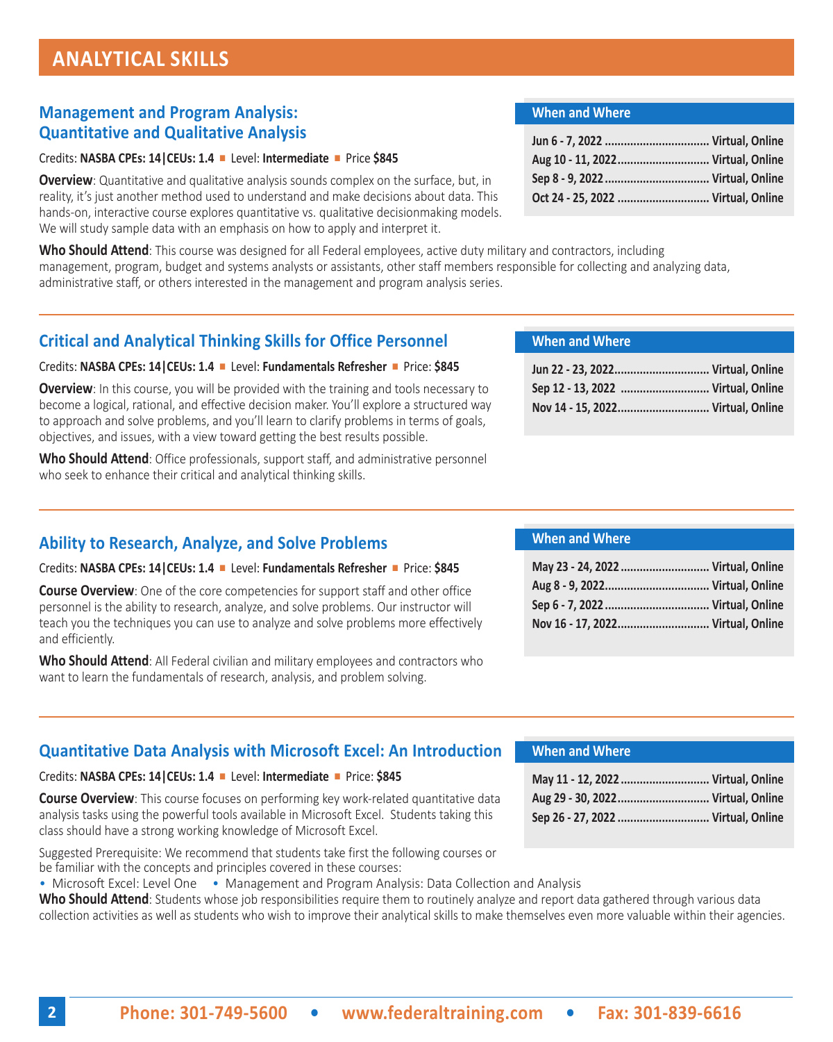# ANALYTICAL SKILLS

## Management and Program Analysis: Quantitative and Qualitative Analysis

Credits: **NASBA CPEs: 14|CEUs: 1.4** ■ Level: **Intermediate** ■ Price **$845**

**Overview**: Quantitative and qualitative analysis sounds complex on the surface, but, in reality, it's just another method used to understand and make decisions about data. This hands-on, interactive course explores quantitative vs. qualitative decisionmaking models. We will study sample data with an emphasis on how to apply and interpret it.

**Who Should Attend**: This course was designed for all Federal employees, active duty military and contractors, including management, program, budget and systems analysts or assistants, other staff members responsible for collecting and analyzing data, administrative staff, or others interested in the management and program analysis series.

**When and Where**

| Date | Location |
|---|---|
| Jun 6 - 7, 2022 | Virtual, Online |
| Aug 10 - 11, 2022 | Virtual, Online |
| Sep 8 - 9, 2022 | Virtual, Online |
| Oct 24 - 25, 2022 | Virtual, Online |

## Critical and Analytical Thinking Skills for Office Personnel

Credits: **NASBA CPEs: 14|CEUs: 1.4** ■ Level: **Fundamentals Refresher** ■ Price: **$845**

**Overview**: In this course, you will be provided with the training and tools necessary to become a logical, rational, and effective decision maker. You'll explore a structured way to approach and solve problems, and you'll learn to clarify problems in terms of goals, objectives, and issues, with a view toward getting the best results possible.

**Who Should Attend**: Office professionals, support staff, and administrative personnel who seek to enhance their critical and analytical thinking skills.

**When and Where**

| Date | Location |
|---|---|
| Jun 22 - 23, 2022 | Virtual, Online |
| Sep 12 - 13, 2022 | Virtual, Online |
| Nov 14 - 15, 2022 | Virtual, Online |

## Ability to Research, Analyze, and Solve Problems

Credits: **NASBA CPEs: 14|CEUs: 1.4** ■ Level: **Fundamentals Refresher** ■ Price: **$845**

**Course Overview**: One of the core competencies for support staff and other office personnel is the ability to research, analyze, and solve problems. Our instructor will teach you the techniques you can use to analyze and solve problems more effectively and efficiently.

**Who Should Attend**: All Federal civilian and military employees and contractors who want to learn the fundamentals of research, analysis, and problem solving.

**When and Where**

| Date | Location |
|---|---|
| May 23 - 24, 2022 | Virtual, Online |
| Aug 8 - 9, 2022 | Virtual, Online |
| Sep 6 - 7, 2022 | Virtual, Online |
| Nov 16 - 17, 2022 | Virtual, Online |

## Quantitative Data Analysis with Microsoft Excel: An Introduction

Credits: **NASBA CPEs: 14|CEUs: 1.4** ■ Level: **Intermediate** ■ Price: **$845**

**Course Overview**: This course focuses on performing key work-related quantitative data analysis tasks using the powerful tools available in Microsoft Excel. Students taking this class should have a strong working knowledge of Microsoft Excel.

Suggested Prerequisite: We recommend that students take first the following courses or be familiar with the concepts and principles covered in these courses:

- Microsoft Excel: Level One
- Management and Program Analysis: Data Collection and Analysis

**Who Should Attend**: Students whose job responsibilities require them to routinely analyze and report data gathered through various data collection activities as well as students who wish to improve their analytical skills to make themselves even more valuable within their agencies.

**When and Where**

| Date | Location |
|---|---|
| May 11 - 12, 2022 | Virtual, Online |
| Aug 29 - 30, 2022 | Virtual, Online |
| Sep 26 - 27, 2022 | Virtual, Online |

**Phone: 301-749-5600 • www.federaltraining.com • Fax: 301-839-6616**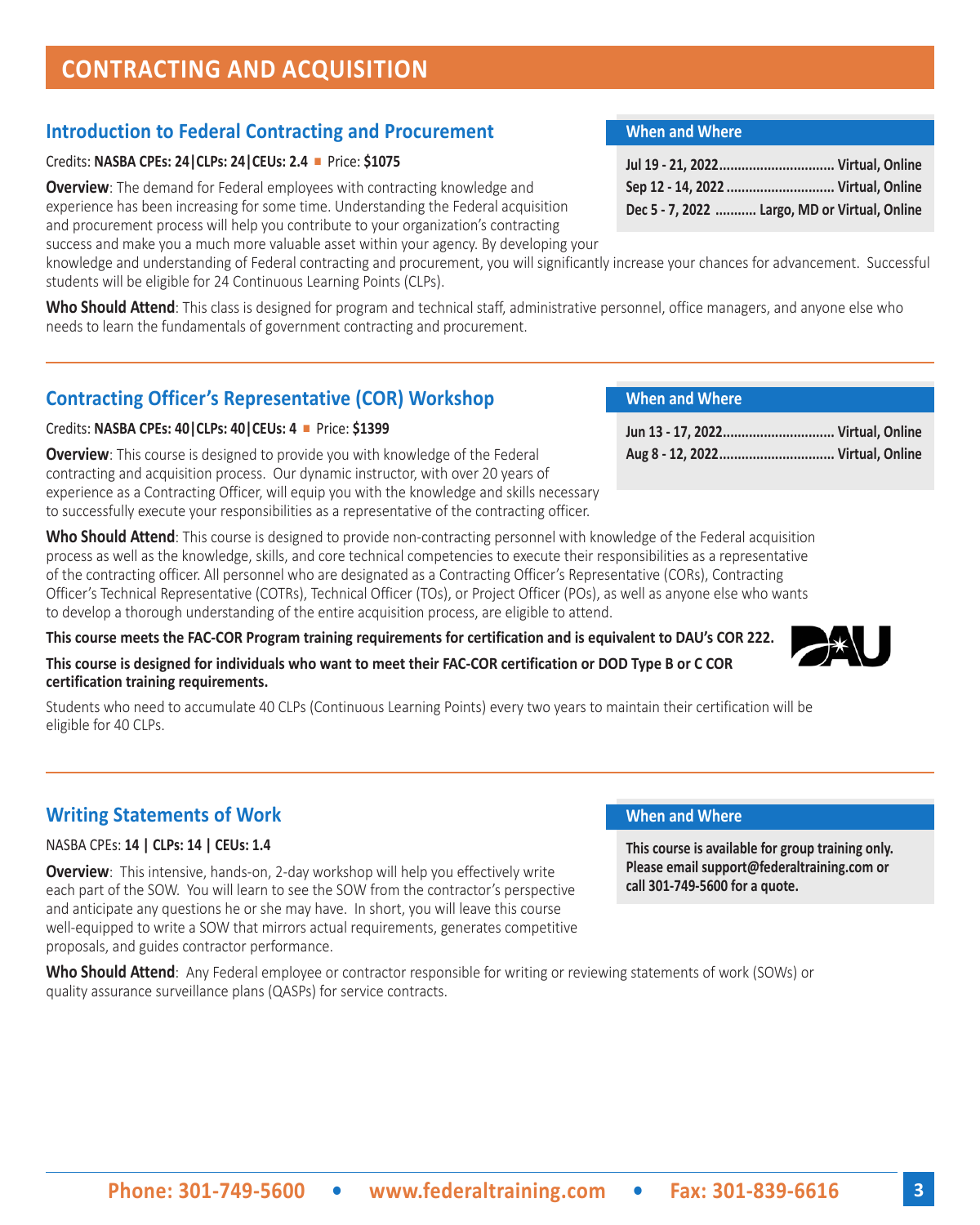# CONTRACTING AND ACQUISITION

## Introduction to Federal Contracting and Procurement

Credits: **NASBA CPEs: 24|CLPs: 24|CEUs: 2.4** ■ Price: **$1075**

**When and Where**

**Jul 19 - 21, 2022............................... Virtual, Online**
**Sep 12 - 14, 2022 ............................. Virtual, Online**
**Dec 5 - 7, 2022 ........... Largo, MD or Virtual, Online**

**Overview**: The demand for Federal employees with contracting knowledge and experience has been increasing for some time. Understanding the Federal acquisition and procurement process will help you contribute to your organization's contracting success and make you a much more valuable asset within your agency. By developing your knowledge and understanding of Federal contracting and procurement, you will significantly increase your chances for advancement. Successful students will be eligible for 24 Continuous Learning Points (CLPs).

**Who Should Attend**: This class is designed for program and technical staff, administrative personnel, office managers, and anyone else who needs to learn the fundamentals of government contracting and procurement.

## Contracting Officer's Representative (COR) Workshop

Credits: **NASBA CPEs: 40|CLPs: 40|CEUs: 4** ■ Price: **$1399**

**When and Where**

**Jun 13 - 17, 2022.............................. Virtual, Online**
**Aug 8 - 12, 2022............................... Virtual, Online**

**Overview**: This course is designed to provide you with knowledge of the Federal contracting and acquisition process. Our dynamic instructor, with over 20 years of experience as a Contracting Officer, will equip you with the knowledge and skills necessary to successfully execute your responsibilities as a representative of the contracting officer.

**Who Should Attend**: This course is designed to provide non-contracting personnel with knowledge of the Federal acquisition process as well as the knowledge, skills, and core technical competencies to execute their responsibilities as a representative of the contracting officer. All personnel who are designated as a Contracting Officer's Representative (CORs), Contracting Officer's Technical Representative (COTRs), Technical Officer (TOs), or Project Officer (POs), as well as anyone else who wants to develop a thorough understanding of the entire acquisition process, are eligible to attend.

**This course meets the FAC-COR Program training requirements for certification and is equivalent to DAU's COR 222.**

**This course is designed for individuals who want to meet their FAC-COR certification or DOD Type B or C COR certification training requirements.**

Students who need to accumulate 40 CLPs (Continuous Learning Points) every two years to maintain their certification will be eligible for 40 CLPs.

## Writing Statements of Work

NASBA CPEs: **14 | CLPs: 14 | CEUs: 1.4**

**When and Where**

**This course is available for group training only. Please email support@federaltraining.com or call 301-749-5600 for a quote.**

**Overview**: This intensive, hands-on, 2-day workshop will help you effectively write each part of the SOW. You will learn to see the SOW from the contractor's perspective and anticipate any questions he or she may have. In short, you will leave this course well-equipped to write a SOW that mirrors actual requirements, generates competitive proposals, and guides contractor performance.

**Who Should Attend**: Any Federal employee or contractor responsible for writing or reviewing statements of work (SOWs) or quality assurance surveillance plans (QASPs) for service contracts.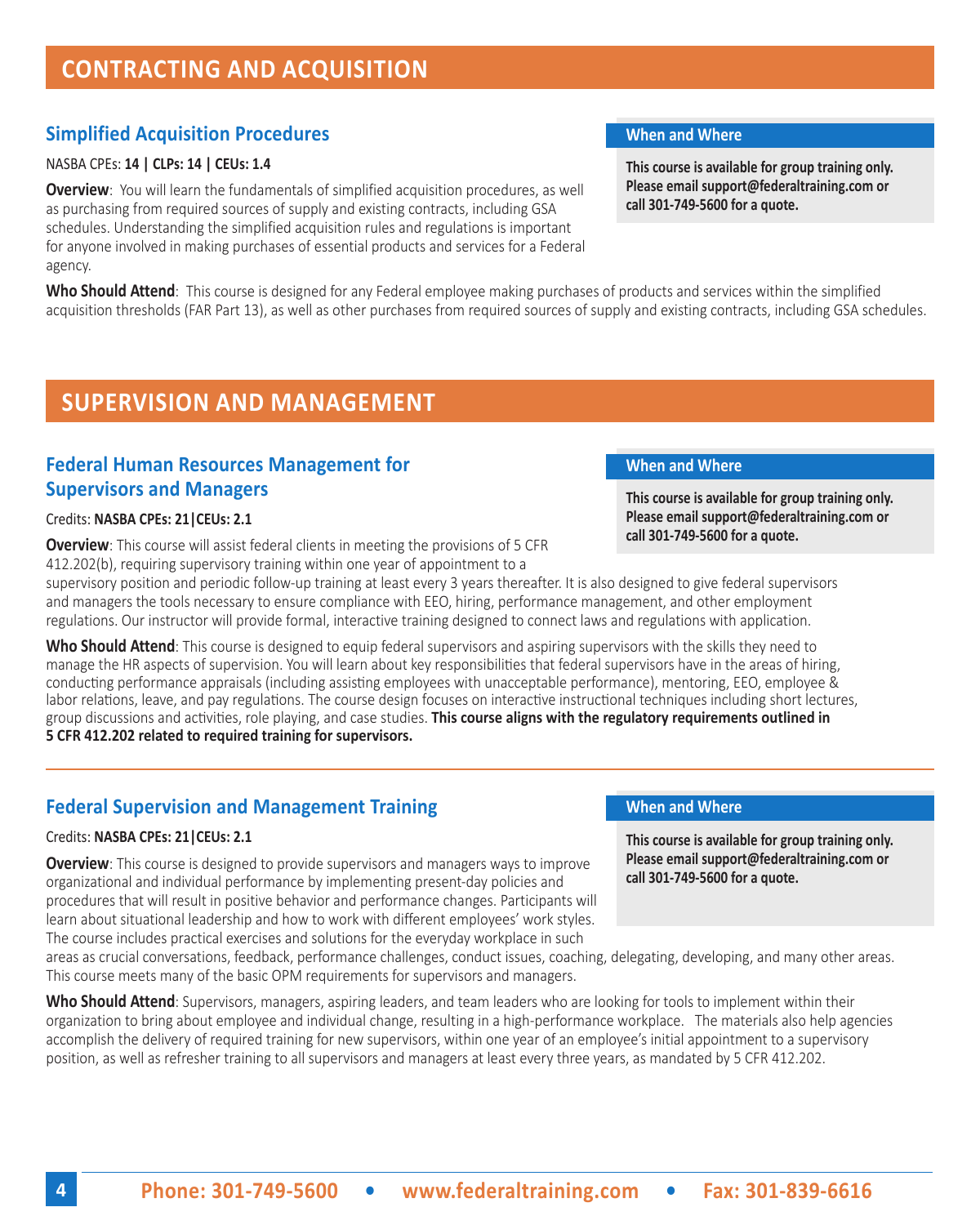# CONTRACTING AND ACQUISITION

## Simplified Acquisition Procedures

NASBA CPEs: **14 | CLPs: 14 | CEUs: 1.4**

**Overview**: You will learn the fundamentals of simplified acquisition procedures, as well as purchasing from required sources of supply and existing contracts, including GSA schedules. Understanding the simplified acquisition rules and regulations is important for anyone involved in making purchases of essential products and services for a Federal agency.

**When and Where**

**This course is available for group training only. Please email support@federaltraining.com or call 301-749-5600 for a quote.**

**Who Should Attend**: This course is designed for any Federal employee making purchases of products and services within the simplified acquisition thresholds (FAR Part 13), as well as other purchases from required sources of supply and existing contracts, including GSA schedules.

# SUPERVISION AND MANAGEMENT

## Federal Human Resources Management for Supervisors and Managers

Credits: **NASBA CPEs: 21|CEUs: 2.1**

**Overview**: This course will assist federal clients in meeting the provisions of 5 CFR 412.202(b), requiring supervisory training within one year of appointment to a supervisory position and periodic follow-up training at least every 3 years thereafter. It is also designed to give federal supervisors and managers the tools necessary to ensure compliance with EEO, hiring, performance management, and other employment regulations. Our instructor will provide formal, interactive training designed to connect laws and regulations with application.

**When and Where**

**This course is available for group training only. Please email support@federaltraining.com or call 301-749-5600 for a quote.**

**Who Should Attend**: This course is designed to equip federal supervisors and aspiring supervisors with the skills they need to manage the HR aspects of supervision. You will learn about key responsibilities that federal supervisors have in the areas of hiring, conducting performance appraisals (including assisting employees with unacceptable performance), mentoring, EEO, employee & labor relations, leave, and pay regulations. The course design focuses on interactive instructional techniques including short lectures, group discussions and activities, role playing, and case studies. **This course aligns with the regulatory requirements outlined in 5 CFR 412.202 related to required training for supervisors.**

## Federal Supervision and Management Training

Credits: **NASBA CPEs: 21|CEUs: 2.1**

**Overview**: This course is designed to provide supervisors and managers ways to improve organizational and individual performance by implementing present-day policies and procedures that will result in positive behavior and performance changes. Participants will learn about situational leadership and how to work with different employees' work styles. The course includes practical exercises and solutions for the everyday workplace in such areas as crucial conversations, feedback, performance challenges, conduct issues, coaching, delegating, developing, and many other areas. This course meets many of the basic OPM requirements for supervisors and managers.

**When and Where**

**This course is available for group training only. Please email support@federaltraining.com or call 301-749-5600 for a quote.**

**Who Should Attend**: Supervisors, managers, aspiring leaders, and team leaders who are looking for tools to implement within their organization to bring about employee and individual change, resulting in a high-performance workplace. The materials also help agencies accomplish the delivery of required training for new supervisors, within one year of an employee's initial appointment to a supervisory position, as well as refresher training to all supervisors and managers at least every three years, as mandated by 5 CFR 412.202.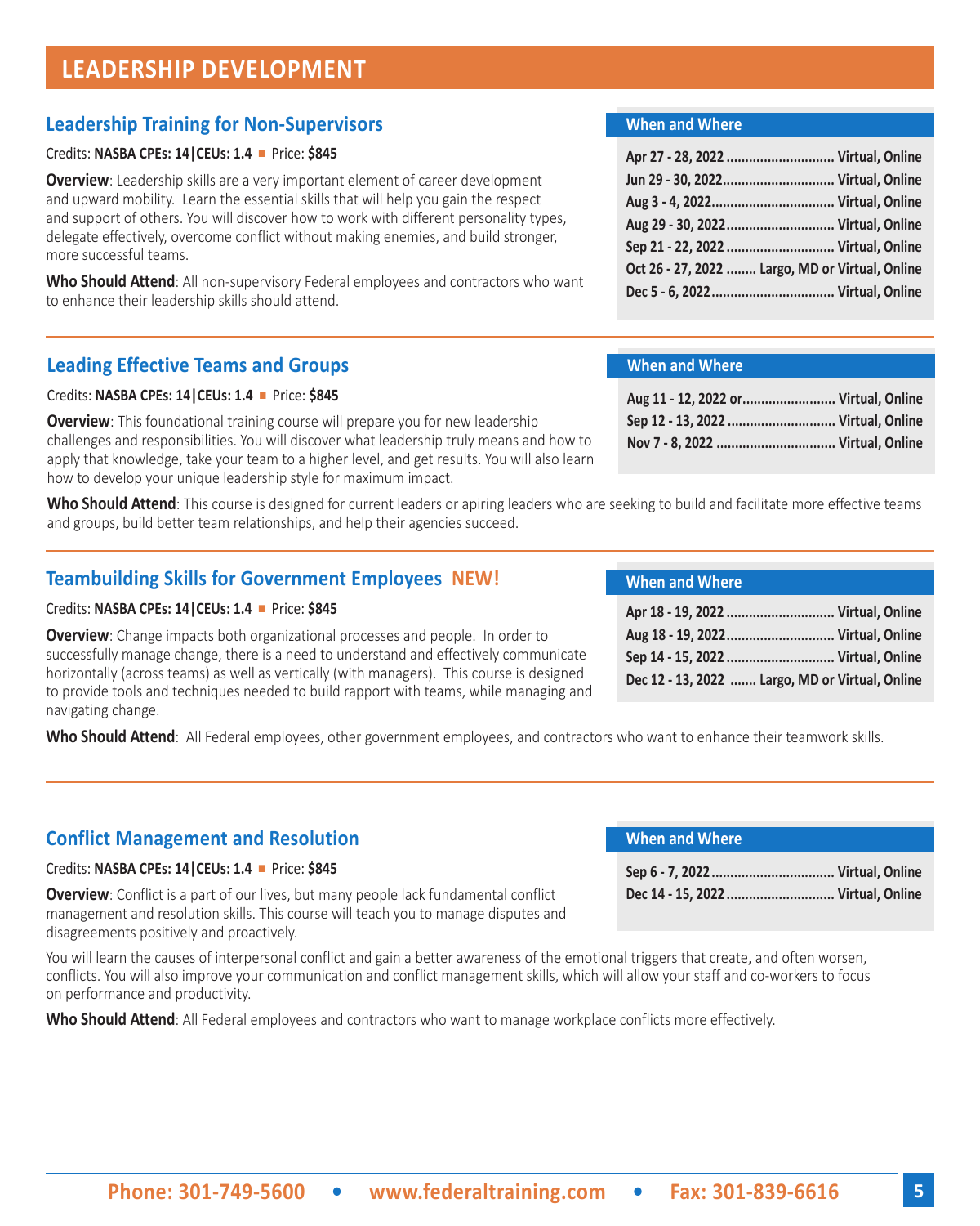# LEADERSHIP DEVELOPMENT

## Leadership Training for Non-Supervisors

Credits: **NASBA CPEs: 14|CEUs: 1.4** ■ Price: **$845**

**Overview**: Leadership skills are a very important element of career development and upward mobility. Learn the essential skills that will help you gain the respect and support of others. You will discover how to work with different personality types, delegate effectively, overcome conflict without making enemies, and build stronger, more successful teams.

**Who Should Attend**: All non-supervisory Federal employees and contractors who want to enhance their leadership skills should attend.

**When and Where**

**Apr 27 - 28, 2022 ............................. Virtual, Online**
**Jun 29 - 30, 2022............................. Virtual, Online**
**Aug 3 - 4, 2022................................. Virtual, Online**
**Aug 29 - 30, 2022............................. Virtual, Online**
**Sep 21 - 22, 2022 ............................. Virtual, Online**
**Oct 26 - 27, 2022 ........ Largo, MD or Virtual, Online**
**Dec 5 - 6, 2022................................. Virtual, Online**

## Leading Effective Teams and Groups

Credits: **NASBA CPEs: 14|CEUs: 1.4** ■ Price: **$845**

**Overview**: This foundational training course will prepare you for new leadership challenges and responsibilities. You will discover what leadership truly means and how to apply that knowledge, take your team to a higher level, and get results. You will also learn how to develop your unique leadership style for maximum impact.

**Who Should Attend**: This course is designed for current leaders or apiring leaders who are seeking to build and facilitate more effective teams and groups, build better team relationships, and help their agencies succeed.

**When and Where**

**Aug 11 - 12, 2022 or......................... Virtual, Online**
**Sep 12 - 13, 2022 ............................. Virtual, Online**
**Nov 7 - 8, 2022 ................................ Virtual, Online**

## Teambuilding Skills for Government Employees NEW!

Credits: **NASBA CPEs: 14|CEUs: 1.4** ■ Price: **$845**

**Overview**: Change impacts both organizational processes and people. In order to successfully manage change, there is a need to understand and effectively communicate horizontally (across teams) as well as vertically (with managers). This course is designed to provide tools and techniques needed to build rapport with teams, while managing and navigating change.

**Who Should Attend**: All Federal employees, other government employees, and contractors who want to enhance their teamwork skills.

**When and Where**

**Apr 18 - 19, 2022 ............................. Virtual, Online**
**Aug 18 - 19, 2022............................. Virtual, Online**
**Sep 14 - 15, 2022 ............................. Virtual, Online**
**Dec 12 - 13, 2022 ....... Largo, MD or Virtual, Online**

## Conflict Management and Resolution

Credits: **NASBA CPEs: 14|CEUs: 1.4** ■ Price: **$845**

**Overview**: Conflict is a part of our lives, but many people lack fundamental conflict management and resolution skills. This course will teach you to manage disputes and disagreements positively and proactively.

You will learn the causes of interpersonal conflict and gain a better awareness of the emotional triggers that create, and often worsen, conflicts. You will also improve your communication and conflict management skills, which will allow your staff and co-workers to focus on performance and productivity.

**Who Should Attend**: All Federal employees and contractors who want to manage workplace conflicts more effectively.

**When and Where**

**Sep 6 - 7, 2022................................. Virtual, Online**
**Dec 14 - 15, 2022............................. Virtual, Online**

Phone: 301-749-5600 • www.federaltraining.com • Fax: 301-839-6616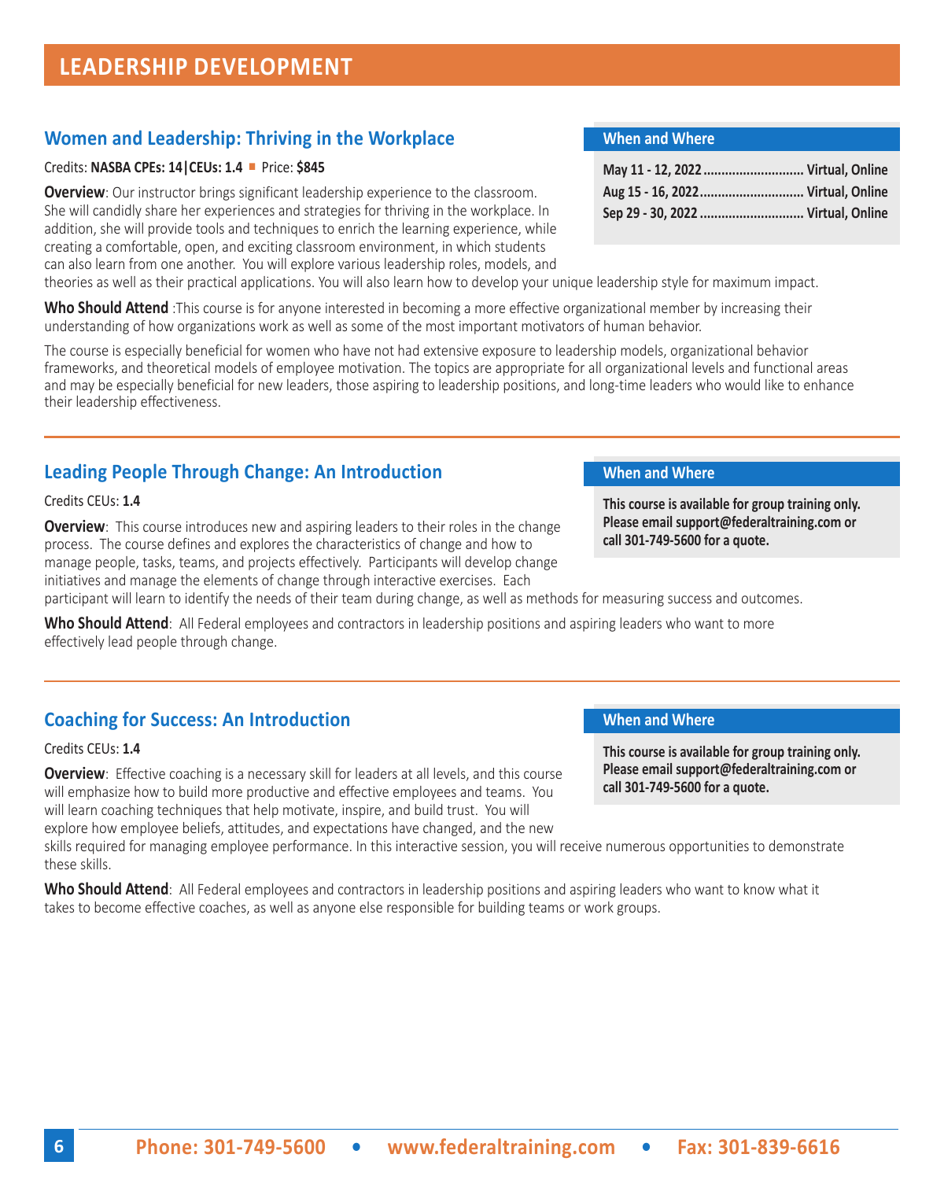# LEADERSHIP DEVELOPMENT

## Women and Leadership: Thriving in the Workplace

Credits: **NASBA CPEs: 14|CEUs: 1.4** ■ Price: **$845**

**When and Where**

**May 11 - 12, 2022............................ Virtual, Online**
**Aug 15 - 16, 2022............................ Virtual, Online**
**Sep 29 - 30, 2022............................ Virtual, Online**

**Overview**: Our instructor brings significant leadership experience to the classroom. She will candidly share her experiences and strategies for thriving in the workplace. In addition, she will provide tools and techniques to enrich the learning experience, while creating a comfortable, open, and exciting classroom environment, in which students can also learn from one another. You will explore various leadership roles, models, and theories as well as their practical applications. You will also learn how to develop your unique leadership style for maximum impact.

**Who Should Attend** :This course is for anyone interested in becoming a more effective organizational member by increasing their understanding of how organizations work as well as some of the most important motivators of human behavior.

The course is especially beneficial for women who have not had extensive exposure to leadership models, organizational behavior frameworks, and theoretical models of employee motivation. The topics are appropriate for all organizational levels and functional areas and may be especially beneficial for new leaders, those aspiring to leadership positions, and long-time leaders who would like to enhance their leadership effectiveness.

---

## Leading People Through Change: An Introduction

Credits CEUs: **1.4**

**When and Where**

**This course is available for group training only. Please email support@federaltraining.com or call 301-749-5600 for a quote.**

**Overview**: This course introduces new and aspiring leaders to their roles in the change process. The course defines and explores the characteristics of change and how to manage people, tasks, teams, and projects effectively. Participants will develop change initiatives and manage the elements of change through interactive exercises. Each participant will learn to identify the needs of their team during change, as well as methods for measuring success and outcomes.

**Who Should Attend**: All Federal employees and contractors in leadership positions and aspiring leaders who want to more effectively lead people through change.

---

## Coaching for Success: An Introduction

Credits CEUs: **1.4**

**When and Where**

**This course is available for group training only. Please email support@federaltraining.com or call 301-749-5600 for a quote.**

**Overview**: Effective coaching is a necessary skill for leaders at all levels, and this course will emphasize how to build more productive and effective employees and teams. You will learn coaching techniques that help motivate, inspire, and build trust. You will explore how employee beliefs, attitudes, and expectations have changed, and the new skills required for managing employee performance. In this interactive session, you will receive numerous opportunities to demonstrate these skills.

**Who Should Attend**: All Federal employees and contractors in leadership positions and aspiring leaders who want to know what it takes to become effective coaches, as well as anyone else responsible for building teams or work groups.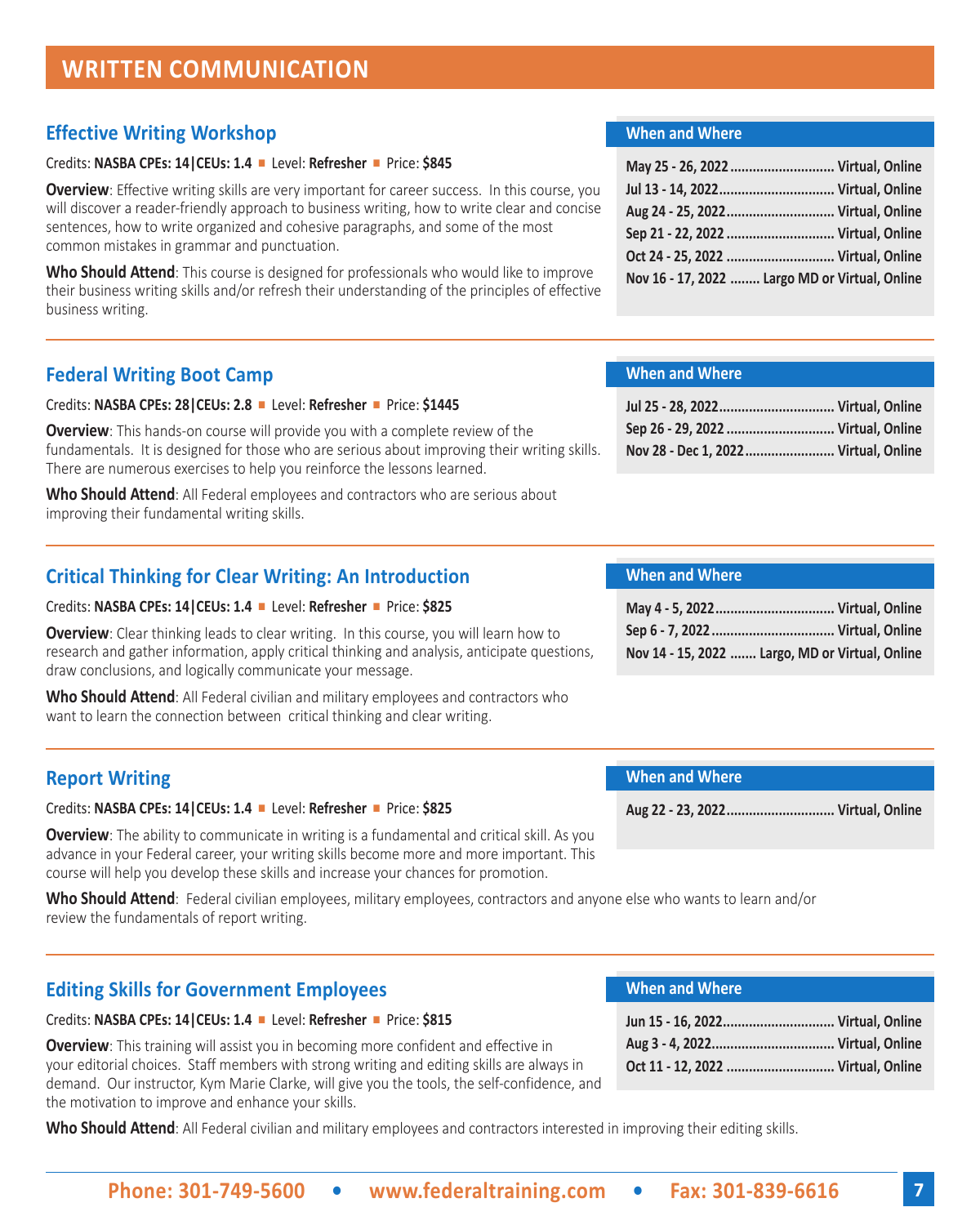# WRITTEN COMMUNICATION

## Effective Writing Workshop

Credits: **NASBA CPEs: 14|CEUs: 1.4** ■ Level: **Refresher** ■ Price: **$845**

**Overview**: Effective writing skills are very important for career success. In this course, you will discover a reader-friendly approach to business writing, how to write clear and concise sentences, how to write organized and cohesive paragraphs, and some of the most common mistakes in grammar and punctuation.

**Who Should Attend**: This course is designed for professionals who would like to improve their business writing skills and/or refresh their understanding of the principles of effective business writing.

### When and Where

- **May 25 - 26, 2022 ............ Virtual, Online**
- **Jul 13 - 14, 2022 ............ Virtual, Online**
- **Aug 24 - 25, 2022 ............ Virtual, Online**
- **Sep 21 - 22, 2022 ............ Virtual, Online**
- **Oct 24 - 25, 2022 ............ Virtual, Online**
- **Nov 16 - 17, 2022 ........ Largo MD or Virtual, Online**

## Federal Writing Boot Camp

Credits: **NASBA CPEs: 28|CEUs: 2.8** ■ Level: **Refresher** ■ Price: **$1445**

**Overview**: This hands-on course will provide you with a complete review of the fundamentals. It is designed for those who are serious about improving their writing skills. There are numerous exercises to help you reinforce the lessons learned.

**Who Should Attend**: All Federal employees and contractors who are serious about improving their fundamental writing skills.

### When and Where

- **Jul 25 - 28, 2022 ............ Virtual, Online**
- **Sep 26 - 29, 2022 ............ Virtual, Online**
- **Nov 28 - Dec 1, 2022 ............ Virtual, Online**

## Critical Thinking for Clear Writing: An Introduction

Credits: **NASBA CPEs: 14|CEUs: 1.4** ■ Level: **Refresher** ■ Price: **$825**

**Overview**: Clear thinking leads to clear writing. In this course, you will learn how to research and gather information, apply critical thinking and analysis, anticipate questions, draw conclusions, and logically communicate your message.

**Who Should Attend**: All Federal civilian and military employees and contractors who want to learn the connection between critical thinking and clear writing.

### When and Where

- **May 4 - 5, 2022 ............ Virtual, Online**
- **Sep 6 - 7, 2022 ............ Virtual, Online**
- **Nov 14 - 15, 2022 ....... Largo, MD or Virtual, Online**

## Report Writing

Credits: **NASBA CPEs: 14|CEUs: 1.4** ■ Level: **Refresher** ■ Price: **$825**

**Overview**: The ability to communicate in writing is a fundamental and critical skill. As you advance in your Federal career, your writing skills become more and more important. This course will help you develop these skills and increase your chances for promotion.

**Who Should Attend**: Federal civilian employees, military employees, contractors and anyone else who wants to learn and/or review the fundamentals of report writing.

### When and Where

- **Aug 22 - 23, 2022 ............ Virtual, Online**

## Editing Skills for Government Employees

Credits: **NASBA CPEs: 14|CEUs: 1.4** ■ Level: **Refresher** ■ Price: **$815**

**Overview**: This training will assist you in becoming more confident and effective in your editorial choices. Staff members with strong writing and editing skills are always in demand. Our instructor, Kym Marie Clarke, will give you the tools, the self-confidence, and the motivation to improve and enhance your skills.

**Who Should Attend**: All Federal civilian and military employees and contractors interested in improving their editing skills.

### When and Where

- **Jun 15 - 16, 2022 ............ Virtual, Online**
- **Aug 3 - 4, 2022 ............ Virtual, Online**
- **Oct 11 - 12, 2022 ............ Virtual, Online**

**Phone: 301-749-5600 • www.federaltraining.com • Fax: 301-839-6616**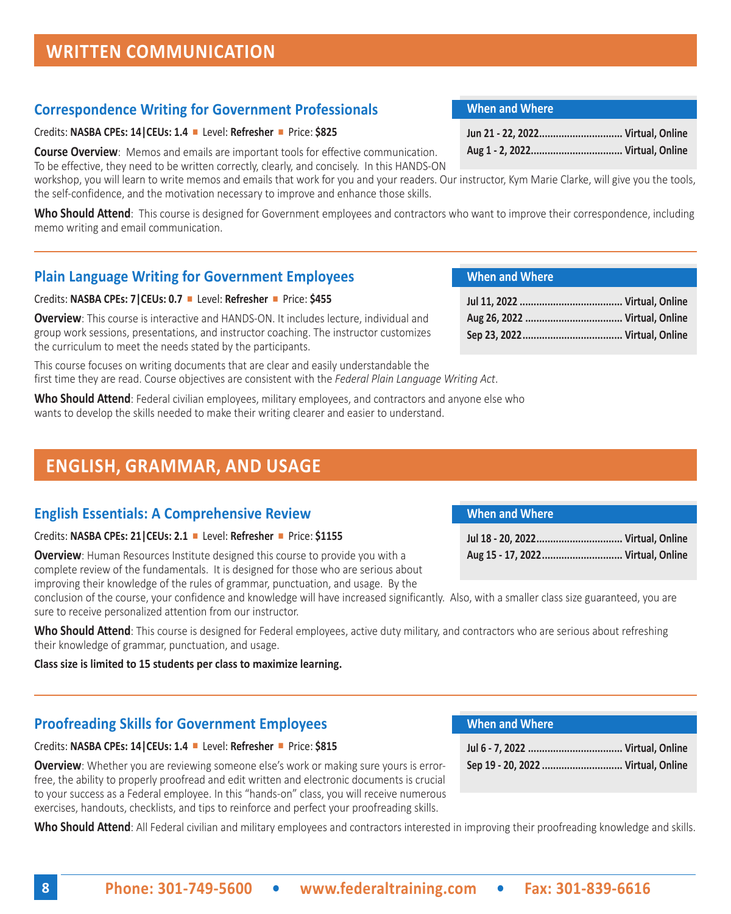# WRITTEN COMMUNICATION

## Correspondence Writing for Government Professionals

Credits: **NASBA CPEs: 14|CEUs: 1.4** ■ Level: **Refresher** ■ Price: **$825**

**When and Where**

**Jun 21 - 22, 2022............................. Virtual, Online**
**Aug 1 - 2, 2022................................ Virtual, Online**

**Course Overview**: Memos and emails are important tools for effective communication. To be effective, they need to be written correctly, clearly, and concisely. In this HANDS-ON workshop, you will learn to write memos and emails that work for you and your readers. Our instructor, Kym Marie Clarke, will give you the tools, the self-confidence, and the motivation necessary to improve and enhance those skills.

**Who Should Attend**: This course is designed for Government employees and contractors who want to improve their correspondence, including memo writing and email communication.

## Plain Language Writing for Government Employees

Credits: **NASBA CPEs: 7|CEUs: 0.7** ■ Level: **Refresher** ■ Price: **$455**

**When and Where**

**Jul 11, 2022 ..................................... Virtual, Online**
**Aug 26, 2022 ................................... Virtual, Online**
**Sep 23, 2022.................................... Virtual, Online**

**Overview**: This course is interactive and HANDS-ON. It includes lecture, individual and group work sessions, presentations, and instructor coaching. The instructor customizes the curriculum to meet the needs stated by the participants.

This course focuses on writing documents that are clear and easily understandable the first time they are read. Course objectives are consistent with the *Federal Plain Language Writing Act*.

**Who Should Attend**: Federal civilian employees, military employees, and contractors and anyone else who wants to develop the skills needed to make their writing clearer and easier to understand.

# ENGLISH, GRAMMAR, AND USAGE

## English Essentials: A Comprehensive Review

Credits: **NASBA CPEs: 21|CEUs: 2.1** ■ Level: **Refresher** ■ Price: **$1155**

**When and Where**

**Jul 18 - 20, 2022.............................. Virtual, Online**
**Aug 15 - 17, 2022............................ Virtual, Online**

**Overview**: Human Resources Institute designed this course to provide you with a complete review of the fundamentals. It is designed for those who are serious about improving their knowledge of the rules of grammar, punctuation, and usage. By the conclusion of the course, your confidence and knowledge will have increased significantly. Also, with a smaller class size guaranteed, you are sure to receive personalized attention from our instructor.

**Who Should Attend**: This course is designed for Federal employees, active duty military, and contractors who are serious about refreshing their knowledge of grammar, punctuation, and usage.

**Class size is limited to 15 students per class to maximize learning.**

## Proofreading Skills for Government Employees

Credits: **NASBA CPEs: 14|CEUs: 1.4** ■ Level: **Refresher** ■ Price: **$815**

**When and Where**

**Jul 6 - 7, 2022 ................................. Virtual, Online**
**Sep 19 - 20, 2022 ............................ Virtual, Online**

**Overview**: Whether you are reviewing someone else's work or making sure yours is error-free, the ability to properly proofread and edit written and electronic documents is crucial to your success as a Federal employee. In this "hands-on" class, you will receive numerous exercises, handouts, checklists, and tips to reinforce and perfect your proofreading skills.

**Who Should Attend**: All Federal civilian and military employees and contractors interested in improving their proofreading knowledge and skills.

**Phone: 301-749-5600 • www.federaltraining.com • Fax: 301-839-6616**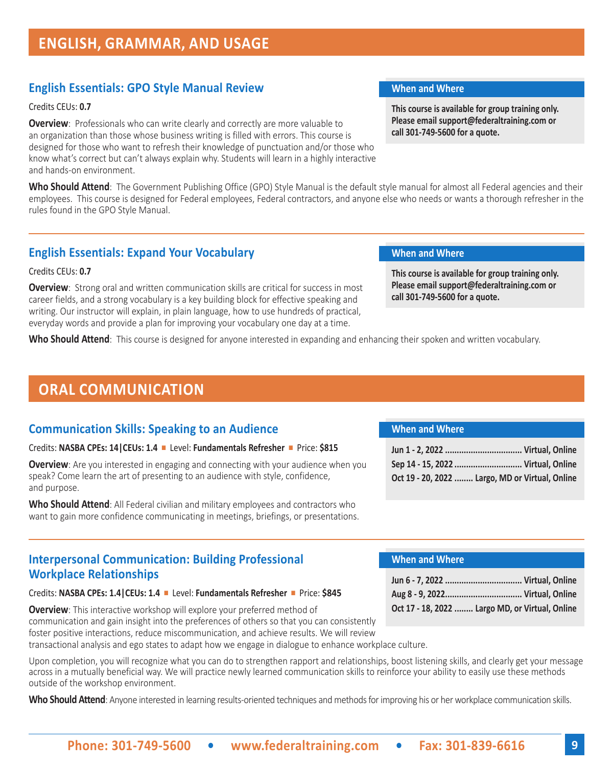# ENGLISH, GRAMMAR, AND USAGE

## English Essentials: GPO Style Manual Review

Credits CEUs: **0.7**

**Overview**: Professionals who can write clearly and correctly are more valuable to an organization than those whose business writing is filled with errors. This course is designed for those who want to refresh their knowledge of punctuation and/or those who know what's correct but can't always explain why. Students will learn in a highly interactive and hands-on environment.

**When and Where**

**This course is available for group training only. Please email support@federaltraining.com or call 301-749-5600 for a quote.**

**Who Should Attend**: The Government Publishing Office (GPO) Style Manual is the default style manual for almost all Federal agencies and their employees. This course is designed for Federal employees, Federal contractors, and anyone else who needs or wants a thorough refresher in the rules found in the GPO Style Manual.

## English Essentials: Expand Your Vocabulary

Credits CEUs: **0.7**

**Overview**: Strong oral and written communication skills are critical for success in most career fields, and a strong vocabulary is a key building block for effective speaking and writing. Our instructor will explain, in plain language, how to use hundreds of practical, everyday words and provide a plan for improving your vocabulary one day at a time.

**When and Where**

**This course is available for group training only. Please email support@federaltraining.com or call 301-749-5600 for a quote.**

**Who Should Attend**: This course is designed for anyone interested in expanding and enhancing their spoken and written vocabulary.

# ORAL COMMUNICATION

## Communication Skills: Speaking to an Audience

Credits: **NASBA CPEs: 14|CEUs: 1.4** ■ Level: **Fundamentals Refresher** ■ Price: **$815**

**Overview**: Are you interested in engaging and connecting with your audience when you speak? Come learn the art of presenting to an audience with style, confidence, and purpose.

**Who Should Attend**: All Federal civilian and military employees and contractors who want to gain more confidence communicating in meetings, briefings, or presentations.

**When and Where**

- **Jun 1 - 2, 2022 ................................. Virtual, Online**
- **Sep 14 - 15, 2022 ............................. Virtual, Online**
- **Oct 19 - 20, 2022 ........ Largo, MD or Virtual, Online**

## Interpersonal Communication: Building Professional Workplace Relationships

Credits: **NASBA CPEs: 1.4|CEUs: 1.4** ■ Level: **Fundamentals Refresher** ■ Price: **$845**

**Overview**: This interactive workshop will explore your preferred method of communication and gain insight into the preferences of others so that you can consistently foster positive interactions, reduce miscommunication, and achieve results. We will review transactional analysis and ego states to adapt how we engage in dialogue to enhance workplace culture.

Upon completion, you will recognize what you can do to strengthen rapport and relationships, boost listening skills, and clearly get your message across in a mutually beneficial way. We will practice newly learned communication skills to reinforce your ability to easily use these methods outside of the workshop environment.

**Who Should Attend**: Anyone interested in learning results-oriented techniques and methods for improving his or her workplace communication skills.

**When and Where**

- **Jun 6 - 7, 2022 ................................. Virtual, Online**
- **Aug 8 - 9, 2022................................. Virtual, Online**
- **Oct 17 - 18, 2022 ........ Largo MD, or Virtual, Online**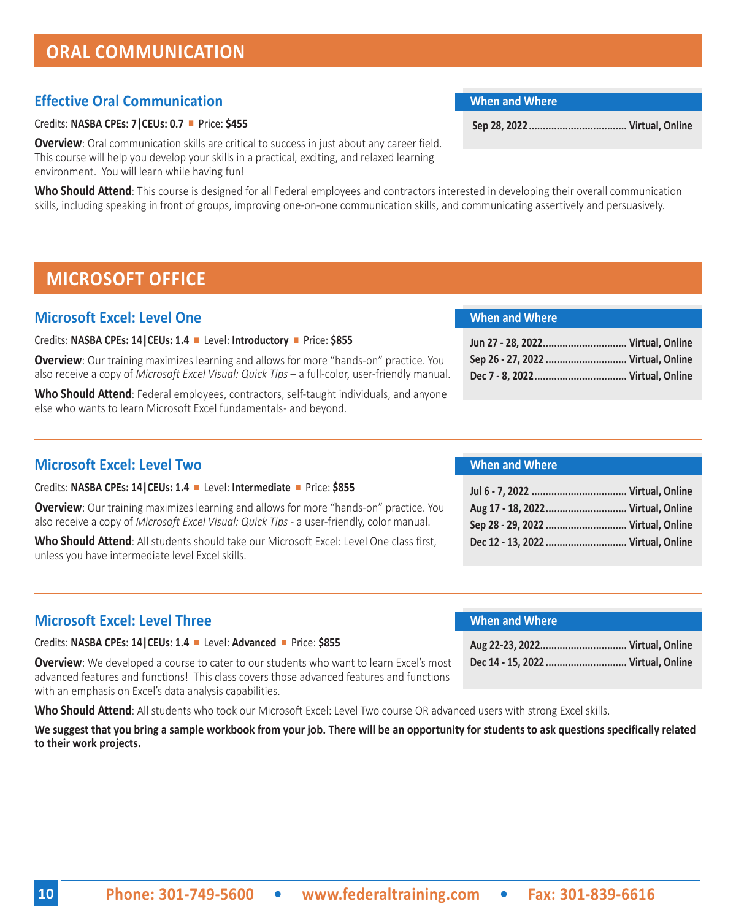# ORAL COMMUNICATION

## Effective Oral Communication

Credits: **NASBA CPEs: 7|CEUs: 0.7** ■ Price: **$455**

**Overview**: Oral communication skills are critical to success in just about any career field. This course will help you develop your skills in a practical, exciting, and relaxed learning environment. You will learn while having fun!

**When and Where**

**Sep 28, 2022 .................................. Virtual, Online**

**Who Should Attend**: This course is designed for all Federal employees and contractors interested in developing their overall communication skills, including speaking in front of groups, improving one-on-one communication skills, and communicating assertively and persuasively.

# MICROSOFT OFFICE

## Microsoft Excel: Level One

Credits: **NASBA CPEs: 14|CEUs: 1.4** ■ Level: **Introductory** ■ Price: **$855**

**Overview**: Our training maximizes learning and allows for more “hands-on” practice. You also receive a copy of *Microsoft Excel Visual: Quick Tips* – a full-color, user-friendly manual.

**Who Should Attend**: Federal employees, contractors, self-taught individuals, and anyone else who wants to learn Microsoft Excel fundamentals- and beyond.

**When and Where**

**Jun 27 - 28, 2022.............................. Virtual, Online**
**Sep 26 - 27, 2022 ............................. Virtual, Online**
**Dec 7 - 8, 2022................................. Virtual, Online**

## Microsoft Excel: Level Two

Credits: **NASBA CPEs: 14|CEUs: 1.4** ■ Level: **Intermediate** ■ Price: **$855**

**Overview**: Our training maximizes learning and allows for more “hands-on” practice. You also receive a copy of *Microsoft Excel Visual: Quick Tips* - a user-friendly, color manual.

**Who Should Attend**: All students should take our Microsoft Excel: Level One class first, unless you have intermediate level Excel skills.

**When and Where**

**Jul 6 - 7, 2022 .................................. Virtual, Online**
**Aug 17 - 18, 2022............................. Virtual, Online**
**Sep 28 - 29, 2022 ............................. Virtual, Online**
**Dec 12 - 13, 2022 ............................. Virtual, Online**

## Microsoft Excel: Level Three

Credits: **NASBA CPEs: 14|CEUs: 1.4** ■ Level: **Advanced** ■ Price: **$855**

**Overview**: We developed a course to cater to our students who want to learn Excel’s most advanced features and functions! This class covers those advanced features and functions with an emphasis on Excel’s data analysis capabilities.

**When and Where**

**Aug 22-23, 2022............................... Virtual, Online**
**Dec 14 - 15, 2022 ............................. Virtual, Online**

**Who Should Attend**: All students who took our Microsoft Excel: Level Two course OR advanced users with strong Excel skills.

**We suggest that you bring a sample workbook from your job. There will be an opportunity for students to ask questions specifically related to their work projects.**

**Phone: 301-749-5600 • www.federaltraining.com • Fax: 301-839-6616**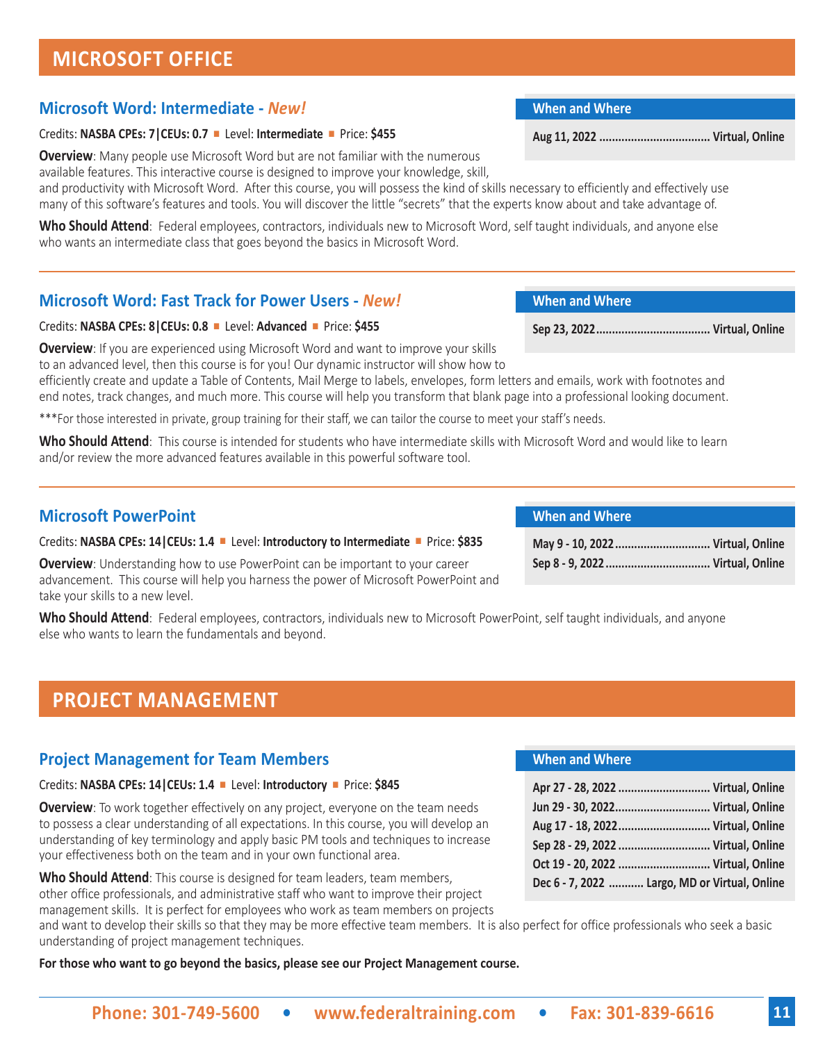# MICROSOFT OFFICE

## Microsoft Word: Intermediate - *New!*

Credits: **NASBA CPEs: 7|CEUs: 0.7** ■ Level: **Intermediate** ■ Price: **$455**

**When and Where**

**Aug 11, 2022 .................................. Virtual, Online**

**Overview**: Many people use Microsoft Word but are not familiar with the numerous available features. This interactive course is designed to improve your knowledge, skill, and productivity with Microsoft Word. After this course, you will possess the kind of skills necessary to efficiently and effectively use many of this software's features and tools. You will discover the little "secrets" that the experts know about and take advantage of.

**Who Should Attend**: Federal employees, contractors, individuals new to Microsoft Word, self taught individuals, and anyone else who wants an intermediate class that goes beyond the basics in Microsoft Word.

## Microsoft Word: Fast Track for Power Users - *New!*

Credits: **NASBA CPEs: 8|CEUs: 0.8** ■ Level: **Advanced** ■ Price: **$455**

**When and Where**

**Sep 23, 2022................................... Virtual, Online**

**Overview**: If you are experienced using Microsoft Word and want to improve your skills to an advanced level, then this course is for you! Our dynamic instructor will show how to efficiently create and update a Table of Contents, Mail Merge to labels, envelopes, form letters and emails, work with footnotes and end notes, track changes, and much more. This course will help you transform that blank page into a professional looking document.

***For those interested in private, group training for their staff, we can tailor the course to meet your staff's needs.

**Who Should Attend**: This course is intended for students who have intermediate skills with Microsoft Word and would like to learn and/or review the more advanced features available in this powerful software tool.

## Microsoft PowerPoint

Credits: **NASBA CPEs: 14|CEUs: 1.4** ■ Level: **Introductory to Intermediate** ■ Price: **$835**

**When and Where**

**May 9 - 10, 2022............................. Virtual, Online**
**Sep 8 - 9, 2022................................ Virtual, Online**

**Overview**: Understanding how to use PowerPoint can be important to your career advancement. This course will help you harness the power of Microsoft PowerPoint and take your skills to a new level.

**Who Should Attend**: Federal employees, contractors, individuals new to Microsoft PowerPoint, self taught individuals, and anyone else who wants to learn the fundamentals and beyond.

# PROJECT MANAGEMENT

## Project Management for Team Members

Credits: **NASBA CPEs: 14|CEUs: 1.4** ■ Level: **Introductory** ■ Price: **$845**

**When and Where**

**Apr 27 - 28, 2022 ............................ Virtual, Online**
**Jun 29 - 30, 2022............................. Virtual, Online**
**Aug 17 - 18, 2022............................ Virtual, Online**
**Sep 28 - 29, 2022 ............................ Virtual, Online**
**Oct 19 - 20, 2022 ............................ Virtual, Online**
**Dec 6 - 7, 2022 ........... Largo, MD or Virtual, Online**

**Overview**: To work together effectively on any project, everyone on the team needs to possess a clear understanding of all expectations. In this course, you will develop an understanding of key terminology and apply basic PM tools and techniques to increase your effectiveness both on the team and in your own functional area.

**Who Should Attend**: This course is designed for team leaders, team members, other office professionals, and administrative staff who want to improve their project management skills. It is perfect for employees who work as team members on projects and want to develop their skills so that they may be more effective team members. It is also perfect for office professionals who seek a basic understanding of project management techniques.

**For those who want to go beyond the basics, please see our Project Management course.**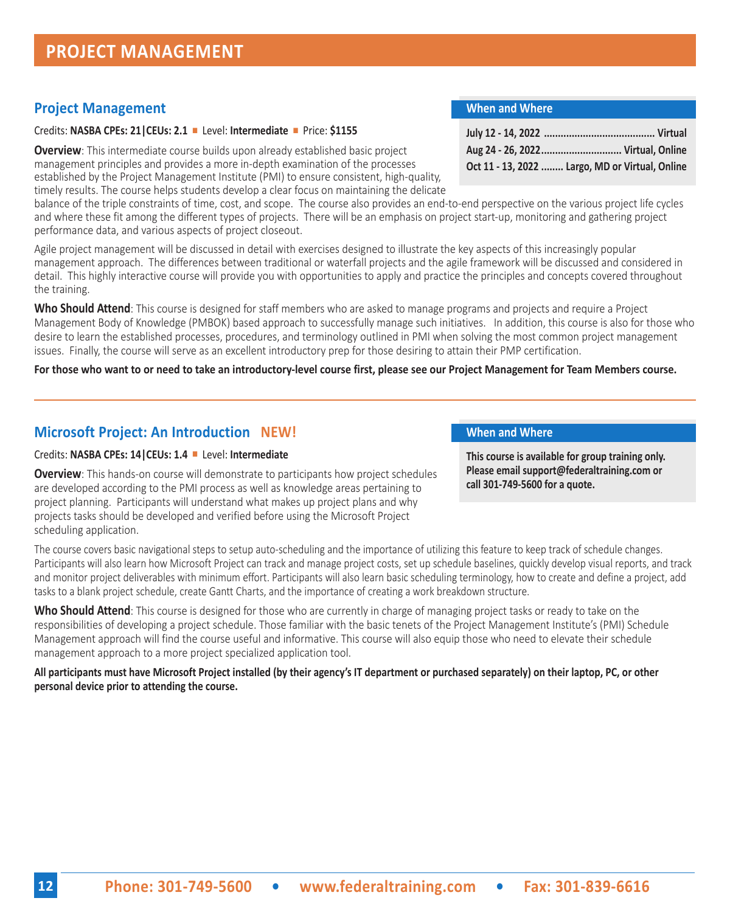# PROJECT MANAGEMENT

## Project Management

Credits: **NASBA CPEs: 21|CEUs: 2.1** ■ Level: **Intermediate** ■ Price: **$1155**

### When and Where

**July 12 - 14, 2022 ........................................ Virtual**
**Aug 24 - 26, 2022............................. Virtual, Online**
**Oct 11 - 13, 2022 ........ Largo, MD or Virtual, Online**

**Overview**: This intermediate course builds upon already established basic project management principles and provides a more in-depth examination of the processes established by the Project Management Institute (PMI) to ensure consistent, high-quality, timely results. The course helps students develop a clear focus on maintaining the delicate balance of the triple constraints of time, cost, and scope. The course also provides an end-to-end perspective on the various project life cycles and where these fit among the different types of projects. There will be an emphasis on project start-up, monitoring and gathering project performance data, and various aspects of project closeout.

Agile project management will be discussed in detail with exercises designed to illustrate the key aspects of this increasingly popular management approach. The differences between traditional or waterfall projects and the agile framework will be discussed and considered in detail. This highly interactive course will provide you with opportunities to apply and practice the principles and concepts covered throughout the training.

**Who Should Attend**: This course is designed for staff members who are asked to manage programs and projects and require a Project Management Body of Knowledge (PMBOK) based approach to successfully manage such initiatives. In addition, this course is also for those who desire to learn the established processes, procedures, and terminology outlined in PMI when solving the most common project management issues. Finally, the course will serve as an excellent introductory prep for those desiring to attain their PMP certification.

**For those who want to or need to take an introductory-level course first, please see our Project Management for Team Members course.**

---

## Microsoft Project: An Introduction NEW!

Credits: **NASBA CPEs: 14|CEUs: 1.4** ■ Level: **Intermediate**

### When and Where

**This course is available for group training only. Please email support@federaltraining.com or call 301-749-5600 for a quote.**

**Overview**: This hands-on course will demonstrate to participants how project schedules are developed according to the PMI process as well as knowledge areas pertaining to project planning. Participants will understand what makes up project plans and why projects tasks should be developed and verified before using the Microsoft Project scheduling application.

The course covers basic navigational steps to setup auto-scheduling and the importance of utilizing this feature to keep track of schedule changes. Participants will also learn how Microsoft Project can track and manage project costs, set up schedule baselines, quickly develop visual reports, and track and monitor project deliverables with minimum effort. Participants will also learn basic scheduling terminology, how to create and define a project, add tasks to a blank project schedule, create Gantt Charts, and the importance of creating a work breakdown structure.

**Who Should Attend**: This course is designed for those who are currently in charge of managing project tasks or ready to take on the responsibilities of developing a project schedule. Those familiar with the basic tenets of the Project Management Institute's (PMI) Schedule Management approach will find the course useful and informative. This course will also equip those who need to elevate their schedule management approach to a more project specialized application tool.

**All participants must have Microsoft Project installed (by their agency's IT department or purchased separately) on their laptop, PC, or other personal device prior to attending the course.**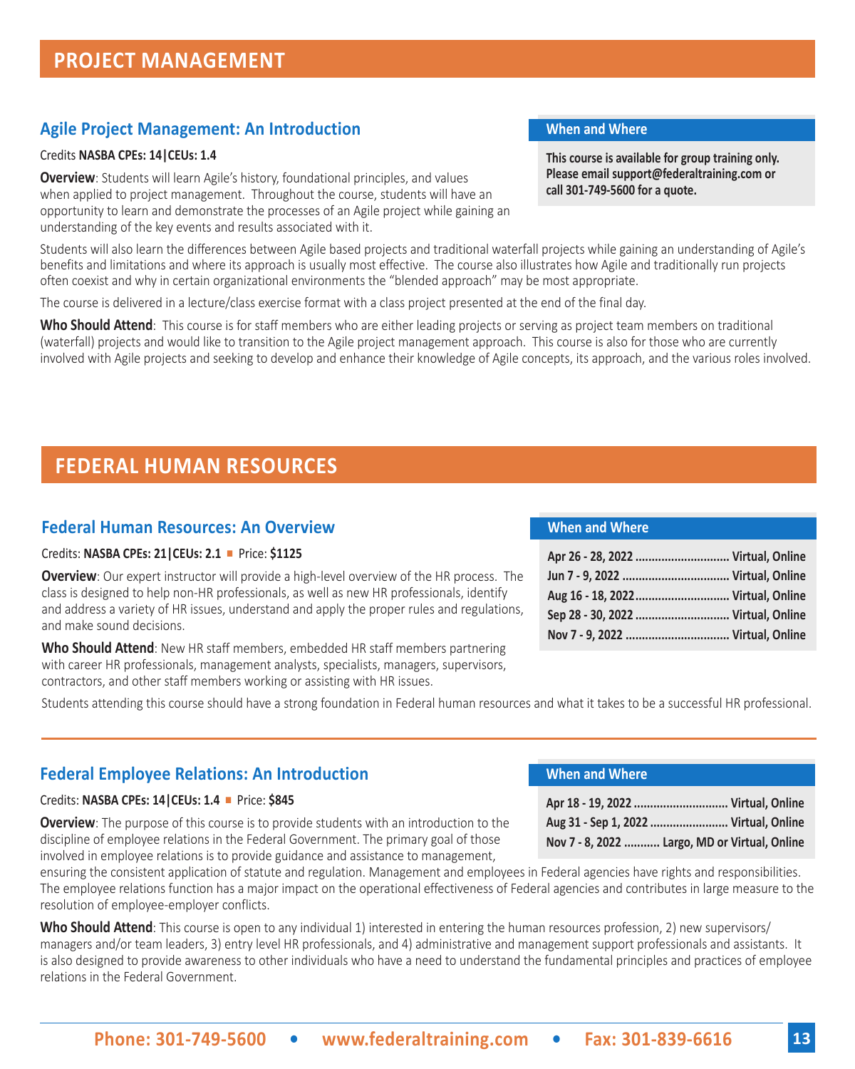# PROJECT MANAGEMENT

## Agile Project Management: An Introduction

Credits **NASBA CPEs: 14|CEUs: 1.4**

**Overview**: Students will learn Agile's history, foundational principles, and values when applied to project management. Throughout the course, students will have an opportunity to learn and demonstrate the processes of an Agile project while gaining an understanding of the key events and results associated with it.

**When and Where**

**This course is available for group training only. Please email support@federaltraining.com or call 301-749-5600 for a quote.**

Students will also learn the differences between Agile based projects and traditional waterfall projects while gaining an understanding of Agile's benefits and limitations and where its approach is usually most effective. The course also illustrates how Agile and traditionally run projects often coexist and why in certain organizational environments the "blended approach" may be most appropriate.

The course is delivered in a lecture/class exercise format with a class project presented at the end of the final day.

**Who Should Attend**: This course is for staff members who are either leading projects or serving as project team members on traditional (waterfall) projects and would like to transition to the Agile project management approach. This course is also for those who are currently involved with Agile projects and seeking to develop and enhance their knowledge of Agile concepts, its approach, and the various roles involved.

# FEDERAL HUMAN RESOURCES

## Federal Human Resources: An Overview

Credits: **NASBA CPEs: 21|CEUs: 2.1** ■ Price: **$1125**

**Overview**: Our expert instructor will provide a high-level overview of the HR process. The class is designed to help non-HR professionals, as well as new HR professionals, identify and address a variety of HR issues, understand and apply the proper rules and regulations, and make sound decisions.

**Who Should Attend**: New HR staff members, embedded HR staff members partnering with career HR professionals, management analysts, specialists, managers, supervisors, contractors, and other staff members working or assisting with HR issues.

| When and Where | |
|---|---|
| **Apr 26 - 28, 2022** | **Virtual, Online** |
| **Jun 7 - 9, 2022** | **Virtual, Online** |
| **Aug 16 - 18, 2022** | **Virtual, Online** |
| **Sep 28 - 30, 2022** | **Virtual, Online** |
| **Nov 7 - 9, 2022** | **Virtual, Online** |

Students attending this course should have a strong foundation in Federal human resources and what it takes to be a successful HR professional.

## Federal Employee Relations: An Introduction

Credits: **NASBA CPEs: 14|CEUs: 1.4** ■ Price: **$845**

| When and Where | |
|---|---|
| **Apr 18 - 19, 2022** | **Virtual, Online** |
| **Aug 31 - Sep 1, 2022** | **Virtual, Online** |
| **Nov 7 - 8, 2022** | **Largo, MD or Virtual, Online** |

**Overview**: The purpose of this course is to provide students with an introduction to the discipline of employee relations in the Federal Government. The primary goal of those involved in employee relations is to provide guidance and assistance to management, ensuring the consistent application of statute and regulation. Management and employees in Federal agencies have rights and responsibilities. The employee relations function has a major impact on the operational effectiveness of Federal agencies and contributes in large measure to the resolution of employee-employer conflicts.

**Who Should Attend**: This course is open to any individual 1) interested in entering the human resources profession, 2) new supervisors/managers and/or team leaders, 3) entry level HR professionals, and 4) administrative and management support professionals and assistants. It is also designed to provide awareness to other individuals who have a need to understand the fundamental principles and practices of employee relations in the Federal Government.

**Phone: 301-749-5600 • www.federaltraining.com • Fax: 301-839-6616**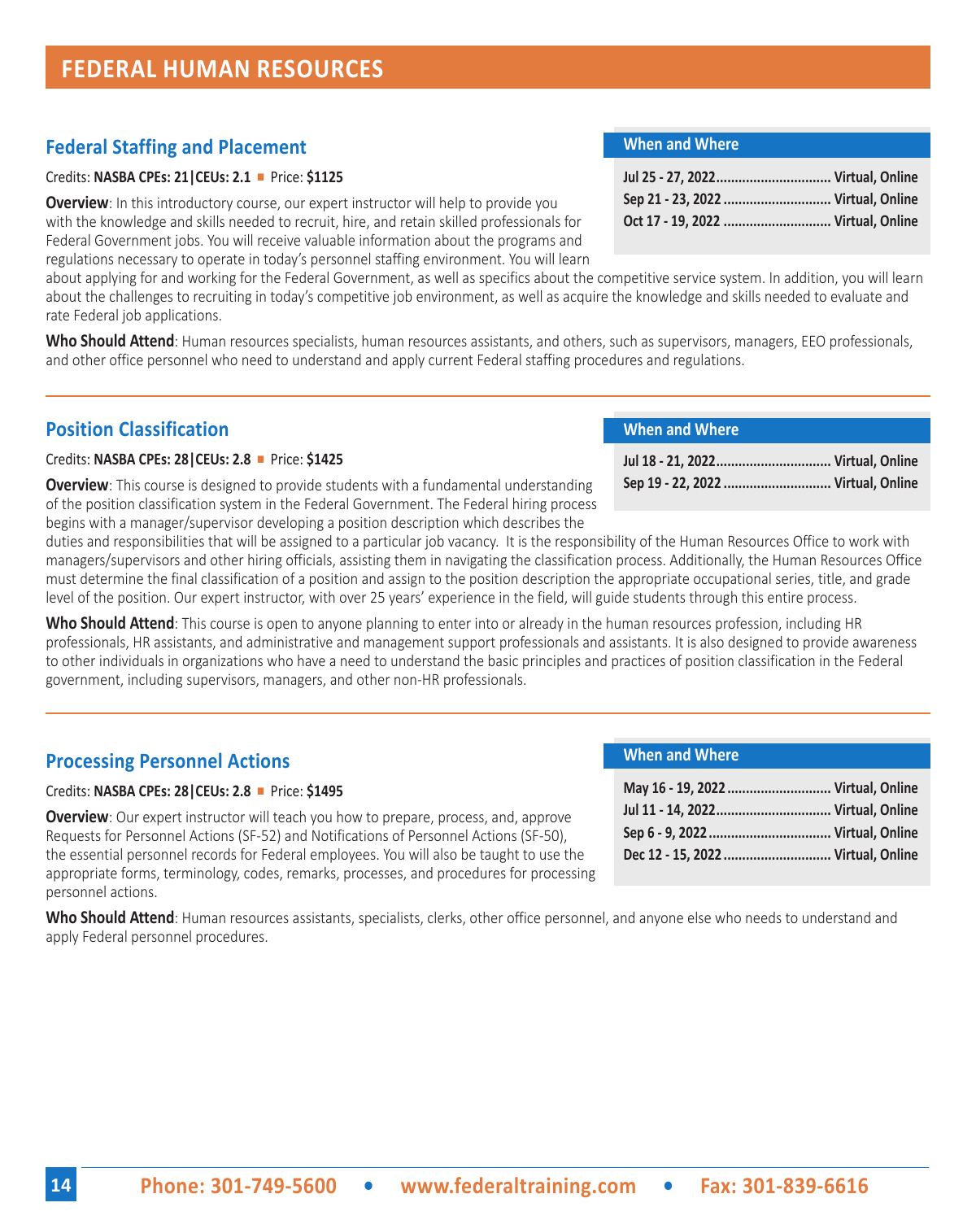# FEDERAL HUMAN RESOURCES

## Federal Staffing and Placement

Credits: **NASBA CPEs: 21|CEUs: 2.1** ■ Price: **$1125**

**Overoverview**: In this introductory course, our expert instructor will help to provide you with the knowledge and skills needed to recruit, hire, and retain skilled professionals for Federal Government jobs. You will receive valuable information about the programs and regulations necessary to operate in today's personnel staffing environment. You will learn about applying for and working for the Federal Government, as well as specifics about the competitive service system. In addition, you will learn about the challenges to recruiting in today's competitive job environment, as well as acquire the knowledge and skills needed to evaluate and rate Federal job applications.

**Who Should Attend**: Human resources specialists, human resources assistants, and others, such as supervisors, managers, EEO professionals, and other office personnel who need to understand and apply current Federal staffing procedures and regulations.

**When and Where**

| Date | Location |
|---|---|
| Jul 25 - 27, 2022 | Virtual, Online |
| Sep 21 - 23, 2022 | Virtual, Online |
| Oct 17 - 19, 2022 | Virtual, Online |

## Position Classification

Credits: **NASBA CPEs: 28|CEUs: 2.8** ■ Price: **$1425**

**Overview**: This course is designed to provide students with a fundamental understanding of the position classification system in the Federal Government. The Federal hiring process begins with a manager/supervisor developing a position description which describes the duties and responsibilities that will be assigned to a particular job vacancy. It is the responsibility of the Human Resources Office to work with managers/supervisors and other hiring officials, assisting them in navigating the classification process. Additionally, the Human Resources Office must determine the final classification of a position and assign to the position description the appropriate occupational series, title, and grade level of the position. Our expert instructor, with over 25 years' experience in the field, will guide students through this entire process.

**Who Should Attend**: This course is open to anyone planning to enter into or already in the human resources profession, including HR professionals, HR assistants, and administrative and management support professionals and assistants. It is also designed to provide awareness to other individuals in organizations who have a need to understand the basic principles and practices of position classification in the Federal government, including supervisors, managers, and other non-HR professionals.

**When and Where**

| Date | Location |
|---|---|
| Jul 18 - 21, 2022 | Virtual, Online |
| Sep 19 - 22, 2022 | Virtual, Online |

## Processing Personnel Actions

Credits: **NASBA CPEs: 28|CEUs: 2.8** ■ Price: **$1495**

**Overview**: Our expert instructor will teach you how to prepare, process, and, approve Requests for Personnel Actions (SF-52) and Notifications of Personnel Actions (SF-50), the essential personnel records for Federal employees. You will also be taught to use the appropriate forms, terminology, codes, remarks, processes, and procedures for processing personnel actions.

**Who Should Attend**: Human resources assistants, specialists, clerks, other office personnel, and anyone else who needs to understand and apply Federal personnel procedures.

**When and Where**

| Date | Location |
|---|---|
| May 16 - 19, 2022 | Virtual, Online |
| Jul 11 - 14, 2022 | Virtual, Online |
| Sep 6 - 9, 2022 | Virtual, Online |
| Dec 12 - 15, 2022 | Virtual, Online |

**Phone: 301-749-5600 • www.federaltraining.com • Fax: 301-839-6616**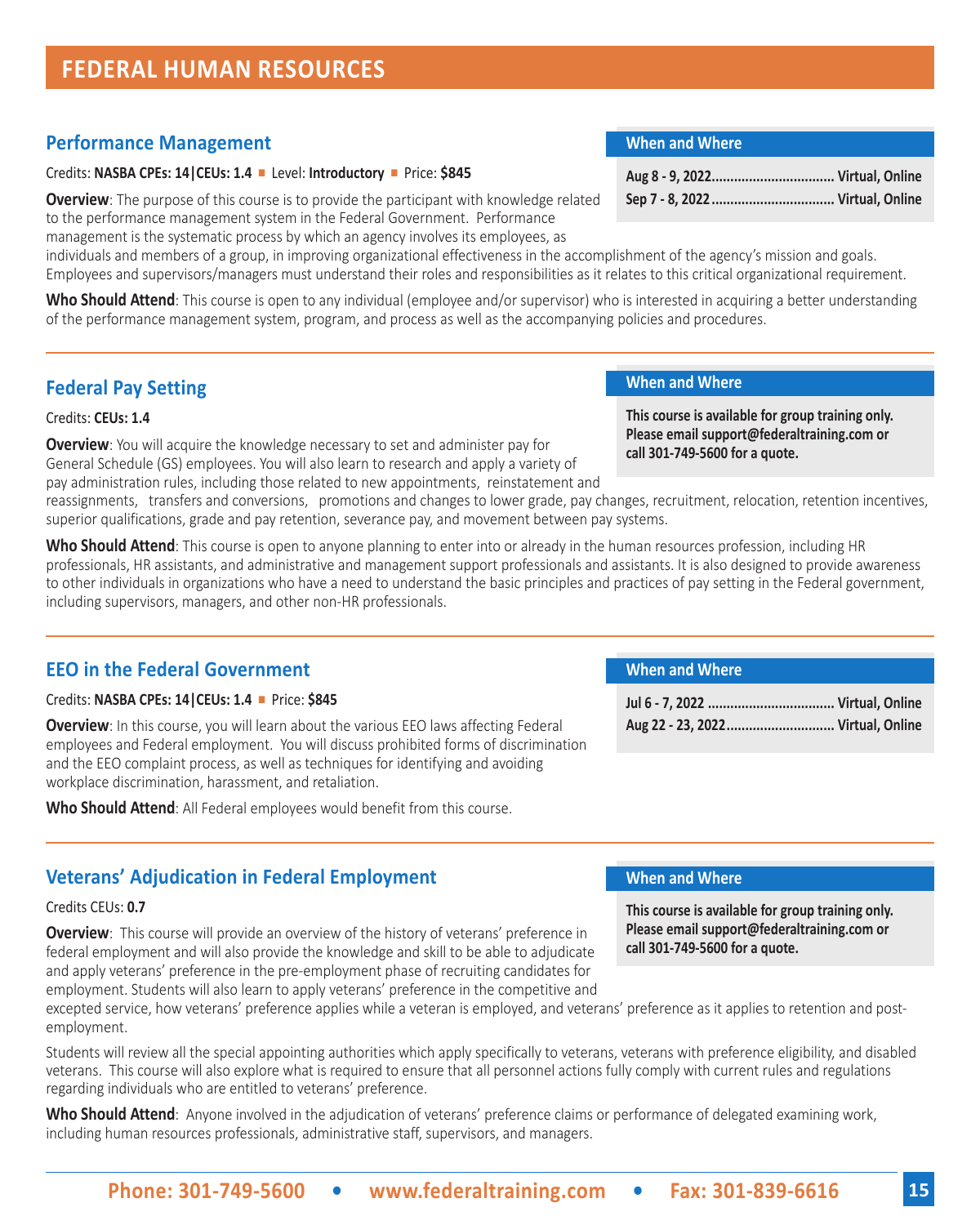# FEDERAL HUMAN RESOURCES

## Performance Management

Credits: **NASBA CPEs: 14|CEUs: 1.4** ■ Level: **Introductory** ■ Price: **$845**

**When and Where**

**Aug 8 - 9, 2022................................ Virtual, Online**
**Sep 7 - 8, 2022................................ Virtual, Online**

**Overview**: The purpose of this course is to provide the participant with knowledge related to the performance management system in the Federal Government. Performance management is the systematic process by which an agency involves its employees, as individuals and members of a group, in improving organizational effectiveness in the accomplishment of the agency's mission and goals. Employees and supervisors/managers must understand their roles and responsibilities as it relates to this critical organizational requirement.

**Who Should Attend**: This course is open to any individual (employee and/or supervisor) who is interested in acquiring a better understanding of the performance management system, program, and process as well as the accompanying policies and procedures.

## Federal Pay Setting

Credits: **CEUs: 1.4**

**When and Where**

**This course is available for group training only. Please email support@federaltraining.com or call 301-749-5600 for a quote.**

**Overview**: You will acquire the knowledge necessary to set and administer pay for General Schedule (GS) employees. You will also learn to research and apply a variety of pay administration rules, including those related to new appointments, reinstatement and reassignments, transfers and conversions, promotions and changes to lower grade, pay changes, recruitment, relocation, retention incentives, superior qualifications, grade and pay retention, severance pay, and movement between pay systems.

**Who Should Attend**: This course is open to anyone planning to enter into or already in the human resources profession, including HR professionals, HR assistants, and administrative and management support professionals and assistants. It is also designed to provide awareness to other individuals in organizations who have a need to understand the basic principles and practices of pay setting in the Federal government, including supervisors, managers, and other non-HR professionals.

## EEO in the Federal Government

Credits: **NASBA CPEs: 14|CEUs: 1.4** ■ Price: **$845**

**When and Where**

**Jul 6 - 7, 2022 ................................. Virtual, Online**
**Aug 22 - 23, 2022............................ Virtual, Online**

**Overview**: In this course, you will learn about the various EEO laws affecting Federal employees and Federal employment. You will discuss prohibited forms of discrimination and the EEO complaint process, as well as techniques for identifying and avoiding workplace discrimination, harassment, and retaliation.

**Who Should Attend**: All Federal employees would benefit from this course.

## Veterans' Adjudication in Federal Employment

Credits CEUs: **0.7**

**When and Where**

**This course is available for group training only. Please email support@federaltraining.com or call 301-749-5600 for a quote.**

**Overview**: This course will provide an overview of the history of veterans' preference in federal employment and will also provide the knowledge and skill to be able to adjudicate and apply veterans' preference in the pre-employment phase of recruiting candidates for employment. Students will also learn to apply veterans' preference in the competitive and excepted service, how veterans' preference applies while a veteran is employed, and veterans' preference as it applies to retention and post-employment.

Students will review all the special appointing authorities which apply specifically to veterans, veterans with preference eligibility, and disabled veterans. This course will also explore what is required to ensure that all personnel actions fully comply with current rules and regulations regarding individuals who are entitled to veterans' preference.

**Who Should Attend**: Anyone involved in the adjudication of veterans' preference claims or performance of delegated examining work, including human resources professionals, administrative staff, supervisors, and managers.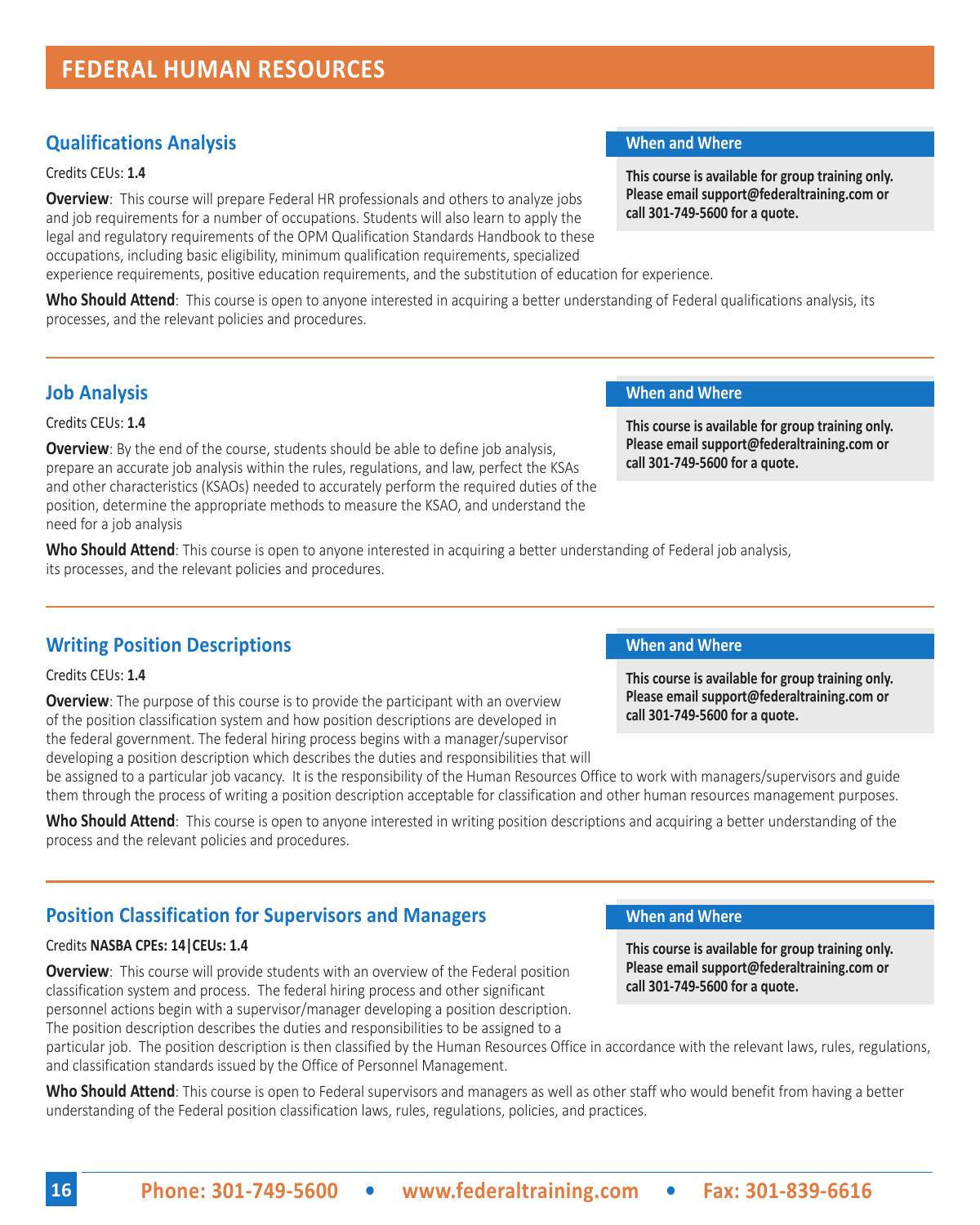# FEDERAL HUMAN RESOURCES

## Qualifications Analysis

Credits CEUs: **1.4**

**When and Where**

**This course is available for group training only. Please email support@federaltraining.com or call 301-749-5600 for a quote.**

**Overview**: This course will prepare Federal HR professionals and others to analyze jobs and job requirements for a number of occupations. Students will also learn to apply the legal and regulatory requirements of the OPM Qualification Standards Handbook to these occupations, including basic eligibility, minimum qualification requirements, specialized experience requirements, positive education requirements, and the substitution of education for experience.

**Who Should Attend**: This course is open to anyone interested in acquiring a better understanding of Federal qualifications analysis, its processes, and the relevant policies and procedures.

---

## Job Analysis

Credits CEUs: **1.4**

**When and Where**

**This course is available for group training only. Please email support@federaltraining.com or call 301-749-5600 for a quote.**

**Overview**: By the end of the course, students should be able to define job analysis, prepare an accurate job analysis within the rules, regulations, and law, perfect the KSAs and other characteristics (KSAOs) needed to accurately perform the required duties of the position, determine the appropriate methods to measure the KSAO, and understand the need for a job analysis

**Who Should Attend**: This course is open to anyone interested in acquiring a better understanding of Federal job analysis, its processes, and the relevant policies and procedures.

---

## Writing Position Descriptions

Credits CEUs: **1.4**

**When and Where**

**This course is available for group training only. Please email support@federaltraining.com or call 301-749-5600 for a quote.**

**Overview**: The purpose of this course is to provide the participant with an overview of the position classification system and how position descriptions are developed in the federal government. The federal hiring process begins with a manager/supervisor developing a position description which describes the duties and responsibilities that will be assigned to a particular job vacancy. It is the responsibility of the Human Resources Office to work with managers/supervisors and guide them through the process of writing a position description acceptable for classification and other human resources management purposes.

**Who Should Attend**: This course is open to anyone interested in writing position descriptions and acquiring a better understanding of the process and the relevant policies and procedures.

---

## Position Classification for Supervisors and Managers

Credits **NASBA CPEs: 14|CEUs: 1.4**

**When and Where**

**This course is available for group training only. Please email support@federaltraining.com or call 301-749-5600 for a quote.**

**Overview**: This course will provide students with an overview of the Federal position classification system and process. The federal hiring process and other significant personnel actions begin with a supervisor/manager developing a position description. The position description describes the duties and responsibilities to be assigned to a particular job. The position description is then classified by the Human Resources Office in accordance with the relevant laws, rules, regulations, and classification standards issued by the Office of Personnel Management.

**Who Should Attend**: This course is open to Federal supervisors and managers as well as other staff who would benefit from having a better understanding of the Federal position classification laws, rules, regulations, policies, and practices.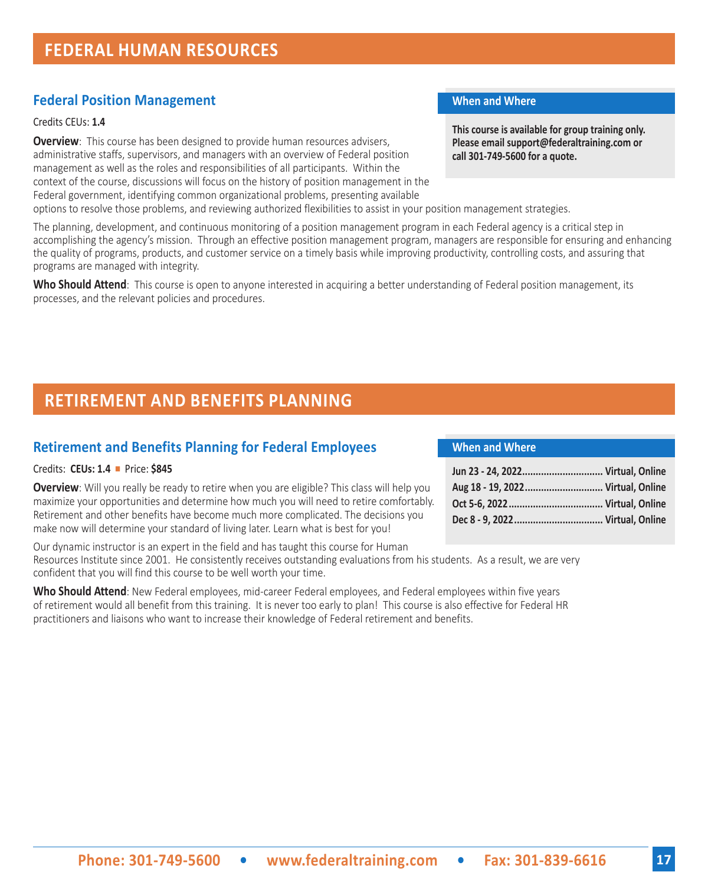# FEDERAL HUMAN RESOURCES

## Federal Position Management

Credits CEUs: **1.4**

### When and Where

**This course is available for group training only. Please email support@federaltraining.com or call 301-749-5600 for a quote.**

**Overview**: This course has been designed to provide human resources advisers, administrative staffs, supervisors, and managers with an overview of Federal position management as well as the roles and responsibilities of all participants. Within the context of the course, discussions will focus on the history of position management in the Federal government, identifying common organizational problems, presenting available options to resolve those problems, and reviewing authorized flexibilities to assist in your position management strategies.

The planning, development, and continuous monitoring of a position management program in each Federal agency is a critical step in accomplishing the agency's mission. Through an effective position management program, managers are responsible for ensuring and enhancing the quality of programs, products, and customer service on a timely basis while improving productivity, controlling costs, and assuring that programs are managed with integrity.

**Who Should Attend**: This course is open to anyone interested in acquiring a better understanding of Federal position management, its processes, and the relevant policies and procedures.

# RETIREMENT AND BENEFITS PLANNING

## Retirement and Benefits Planning for Federal Employees

Credits: **CEUs: 1.4** ■ Price: **$845**

### When and Where

| Date | Location |
|---|---|
| **Jun 23 - 24, 2022** | **Virtual, Online** |
| **Aug 18 - 19, 2022** | **Virtual, Online** |
| **Oct 5-6, 2022** | **Virtual, Online** |
| **Dec 8 - 9, 2022** | **Virtual, Online** |

**Overview**: Will you really be ready to retire when you are eligible? This class will help you maximize your opportunities and determine how much you will need to retire comfortably. Retirement and other benefits have become much more complicated. The decisions you make now will determine your standard of living later. Learn what is best for you!

Our dynamic instructor is an expert in the field and has taught this course for Human Resources Institute since 2001. He consistently receives outstanding evaluations from his students. As a result, we are very confident that you will find this course to be well worth your time.

**Who Should Attend**: New Federal employees, mid-career Federal employees, and Federal employees within five years of retirement would all benefit from this training. It is never too early to plan! This course is also effective for Federal HR practitioners and liaisons who want to increase their knowledge of Federal retirement and benefits.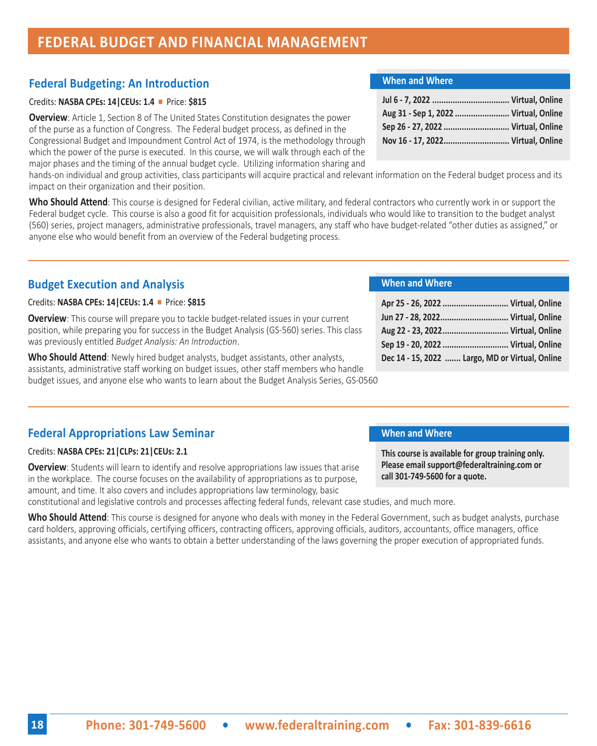# FEDERAL BUDGET AND FINANCIAL MANAGEMENT

## Federal Budgeting: An Introduction

Credits: **NASBA CPEs: 14|CEUs: 1.4** ■ Price: **$815**

**Overview**: Article 1, Section 8 of The United States Constitution designates the power of the purse as a function of Congress. The Federal budget process, as defined in the Congressional Budget and Impoundment Control Act of 1974, is the methodology through which the power of the purse is executed. In this course, we will walk through each of the major phases and the timing of the annual budget cycle. Utilizing information sharing and hands-on individual and group activities, class participants will acquire practical and relevant information on the Federal budget process and its impact on their organization and their position.

**Who Should Attend**: This course is designed for Federal civilian, active military, and federal contractors who currently work in or support the Federal budget cycle. This course is also a good fit for acquisition professionals, individuals who would like to transition to the budget analyst (560) series, project managers, administrative professionals, travel managers, any staff who have budget-related "other duties as assigned," or anyone else who would benefit from an overview of the Federal budgeting process.

**When and Where**

- **Jul 6 - 7, 2022 ............ Virtual, Online**
- **Aug 31 - Sep 1, 2022 ............ Virtual, Online**
- **Sep 26 - 27, 2022 ............ Virtual, Online**
- **Nov 16 - 17, 2022............ Virtual, Online**

---

## Budget Execution and Analysis

Credits: **NASBA CPEs: 14|CEUs: 1.4** ■ Price: **$815**

**Overview**: This course will prepare you to tackle budget-related issues in your current position, while preparing you for success in the Budget Analysis (GS-560) series. This class was previously entitled *Budget Analysis: An Introduction*.

**Who Should Attend**: Newly hired budget analysts, budget assistants, other analysts, assistants, administrative staff working on budget issues, other staff members who handle budget issues, and anyone else who wants to learn about the Budget Analysis Series, GS-0560

**When and Where**

- **Apr 25 - 26, 2022 ............ Virtual, Online**
- **Jun 27 - 28, 2022............ Virtual, Online**
- **Aug 22 - 23, 2022............ Virtual, Online**
- **Sep 19 - 20, 2022 ............ Virtual, Online**
- **Dec 14 - 15, 2022 ....... Largo, MD or Virtual, Online**

---

## Federal Appropriations Law Seminar

Credits: **NASBA CPEs: 21|CLPs: 21|CEUs: 2.1**

**Overview**: Students will learn to identify and resolve appropriations law issues that arise in the workplace. The course focuses on the availability of appropriations as to purpose, amount, and time. It also covers and includes appropriations law terminology, basic constitutional and legislative controls and processes affecting federal funds, relevant case studies, and much more.

**Who Should Attend**: This course is designed for anyone who deals with money in the Federal Government, such as budget analysts, purchase card holders, approving officials, certifying officers, contracting officers, approving officials, auditors, accountants, office managers, office assistants, and anyone else who wants to obtain a better understanding of the laws governing the proper execution of appropriated funds.

**When and Where**

**This course is available for group training only. Please email support@federaltraining.com or call 301-749-5600 for a quote.**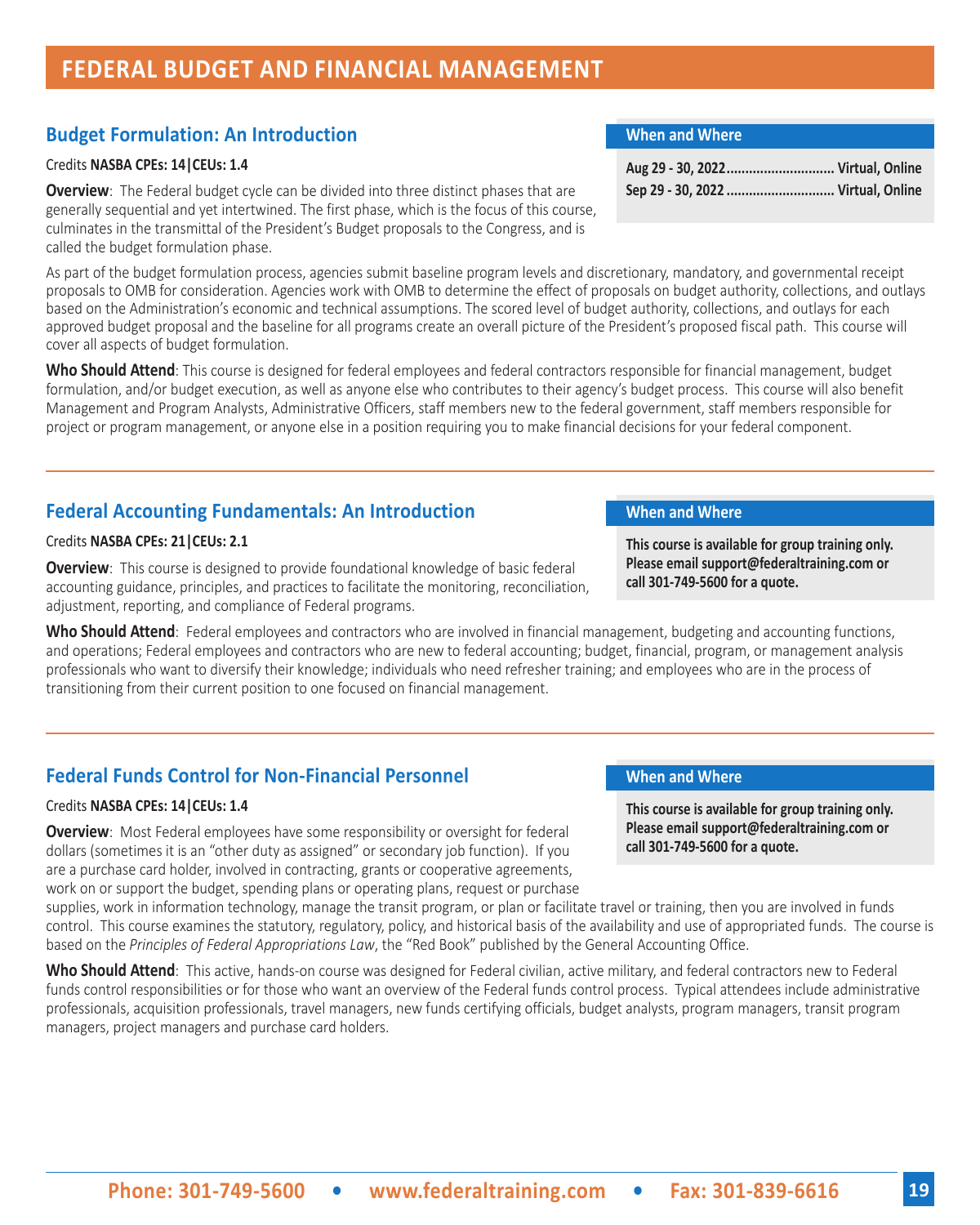# FEDERAL BUDGET AND FINANCIAL MANAGEMENT

## Budget Formulation: An Introduction

Credits **NASBA CPEs: 14|CEUs: 1.4**

**Overview**: The Federal budget cycle can be divided into three distinct phases that are generally sequential and yet intertwined. The first phase, which is the focus of this course, culminates in the transmittal of the President's Budget proposals to the Congress, and is called the budget formulation phase.

**When and Where**

**Aug 29 - 30, 2022............................ Virtual, Online**
**Sep 29 - 30, 2022 ............................ Virtual, Online**

As part of the budget formulation process, agencies submit baseline program levels and discretionary, mandatory, and governmental receipt proposals to OMB for consideration. Agencies work with OMB to determine the effect of proposals on budget authority, collections, and outlays based on the Administration's economic and technical assumptions. The scored level of budget authority, collections, and outlays for each approved budget proposal and the baseline for all programs create an overall picture of the President's proposed fiscal path. This course will cover all aspects of budget formulation.

**Who Should Attend**: This course is designed for federal employees and federal contractors responsible for financial management, budget formulation, and/or budget execution, as well as anyone else who contributes to their agency's budget process. This course will also benefit Management and Program Analysts, Administrative Officers, staff members new to the federal government, staff members responsible for project or program management, or anyone else in a position requiring you to make financial decisions for your federal component.

## Federal Accounting Fundamentals: An Introduction

Credits **NASBA CPEs: 21|CEUs: 2.1**

**Overview**: This course is designed to provide foundational knowledge of basic federal accounting guidance, principles, and practices to facilitate the monitoring, reconciliation, adjustment, reporting, and compliance of Federal programs.

**When and Where**

**This course is available for group training only. Please email support@federaltraining.com or call 301-749-5600 for a quote.**

**Who Should Attend**: Federal employees and contractors who are involved in financial management, budgeting and accounting functions, and operations; Federal employees and contractors who are new to federal accounting; budget, financial, program, or management analysis professionals who want to diversify their knowledge; individuals who need refresher training; and employees who are in the process of transitioning from their current position to one focused on financial management.

## Federal Funds Control for Non-Financial Personnel

Credits **NASBA CPEs: 14|CEUs: 1.4**

**Overview**: Most Federal employees have some responsibility or oversight for federal dollars (sometimes it is an "other duty as assigned" or secondary job function). If you are a purchase card holder, involved in contracting, grants or cooperative agreements, work on or support the budget, spending plans or operating plans, request or purchase supplies, work in information technology, manage the transit program, or plan or facilitate travel or training, then you are involved in funds control. This course examines the statutory, regulatory, policy, and historical basis of the availability and use of appropriated funds. The course is based on the *Principles of Federal Appropriations Law*, the "Red Book" published by the General Accounting Office.

**When and Where**

**This course is available for group training only. Please email support@federaltraining.com or call 301-749-5600 for a quote.**

**Who Should Attend**: This active, hands-on course was designed for Federal civilian, active military, and federal contractors new to Federal funds control responsibilities or for those who want an overview of the Federal funds control process. Typical attendees include administrative professionals, acquisition professionals, travel managers, new funds certifying officials, budget analysts, program managers, transit program managers, project managers and purchase card holders.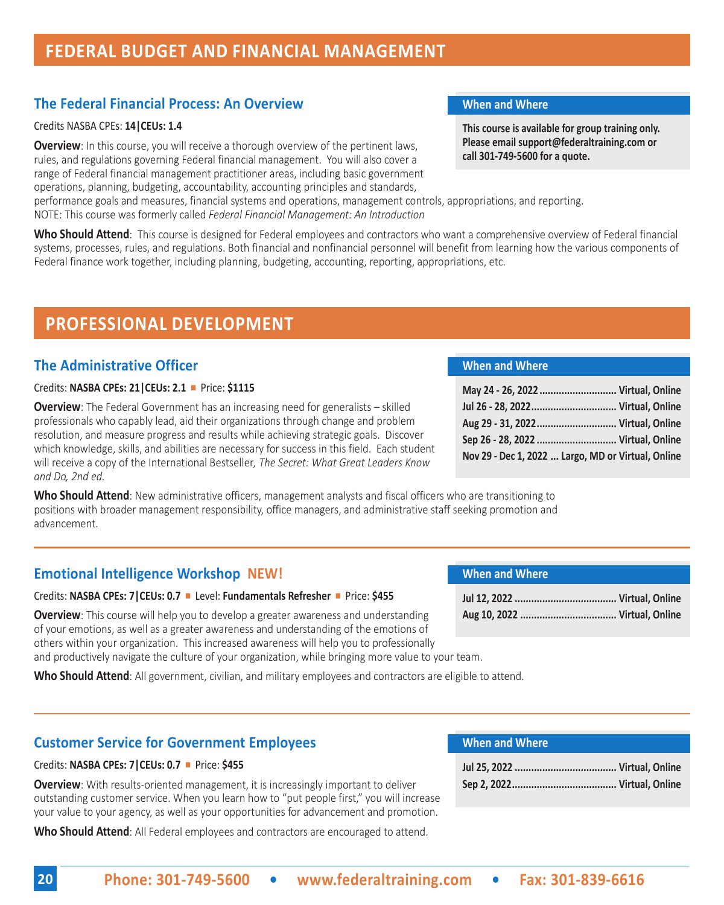# FEDERAL BUDGET AND FINANCIAL MANAGEMENT

## The Federal Financial Process: An Overview

Credits NASBA CPEs: **14|CEUs: 1.4**

**Overview**: In this course, you will receive a thorough overview of the pertinent laws, rules, and regulations governing Federal financial management. You will also cover a range of Federal financial management practitioner areas, including basic government operations, planning, budgeting, accountability, accounting principles and standards, performance goals and measures, financial systems and operations, management controls, appropriations, and reporting.
NOTE: This course was formerly called *Federal Financial Management: An Introduction*

**Who Should Attend**: This course is designed for Federal employees and contractors who want a comprehensive overview of Federal financial systems, processes, rules, and regulations. Both financial and nonfinancial personnel will benefit from learning how the various components of Federal finance work together, including planning, budgeting, accounting, reporting, appropriations, etc.

### When and Where

**This course is available for group training only. Please email support@federaltraining.com or call 301-749-5600 for a quote.**

# PROFESSIONAL DEVELOPMENT

## The Administrative Officer

Credits: **NASBA CPEs: 21|CEUs: 2.1** ■ Price: **$1115**

**Overview**: The Federal Government has an increasing need for generalists – skilled professionals who capably lead, aid their organizations through change and problem resolution, and measure progress and results while achieving strategic goals. Discover which knowledge, skills, and abilities are necessary for success in this field. Each student will receive a copy of the International Bestseller*, The Secret: What Great Leaders Know and Do, 2nd ed.*

**Who Should Attend**: New administrative officers, management analysts and fiscal officers who are transitioning to positions with broader management responsibility, office managers, and administrative staff seeking promotion and advancement.

### When and Where

| Date | Location |
|---|---|
| May 24 - 26, 2022 | Virtual, Online |
| Jul 26 - 28, 2022 | Virtual, Online |
| Aug 29 - 31, 2022 | Virtual, Online |
| Sep 26 - 28, 2022 | Virtual, Online |
| Nov 29 - Dec 1, 2022 | Largo, MD or Virtual, Online |

## Emotional Intelligence Workshop NEW!

Credits: **NASBA CPEs: 7|CEUs: 0.7** ■ Level: **Fundamentals Refresher** ■ Price: **$455**

**Overview**: This course will help you to develop a greater awareness and understanding of your emotions, as well as a greater awareness and understanding of the emotions of others within your organization. This increased awareness will help you to professionally and productively navigate the culture of your organization, while bringing more value to your team.

**Who Should Attend**: All government, civilian, and military employees and contractors are eligible to attend.

### When and Where

| Date | Location |
|---|---|
| Jul 12, 2022 | Virtual, Online |
| Aug 10, 2022 | Virtual, Online |

## Customer Service for Government Employees

Credits: **NASBA CPEs: 7|CEUs: 0.7** ■ Price: **$455**

**Overview**: With results-oriented management, it is increasingly important to deliver outstanding customer service. When you learn how to "put people first," you will increase your value to your agency, as well as your opportunities for advancement and promotion.

**Who Should Attend**: All Federal employees and contractors are encouraged to attend.

### When and Where

| Date | Location |
|---|---|
| Jul 25, 2022 | Virtual, Online |
| Sep 2, 2022 | Virtual, Online |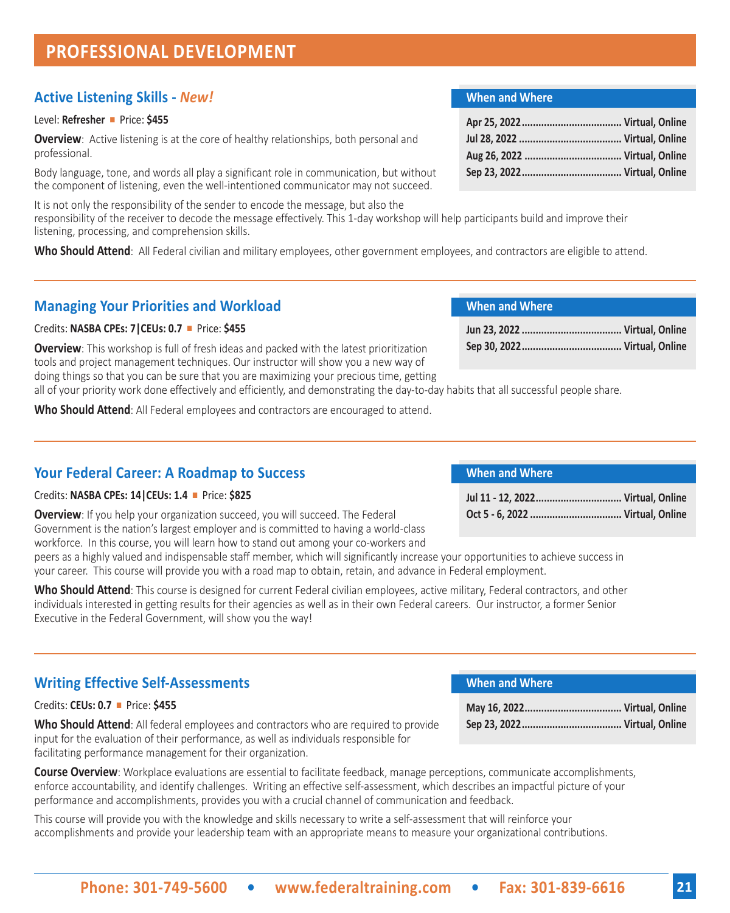# PROFESSIONAL DEVELOPMENT

## Active Listening Skills - *New!*

Level: **Refresher** ■ Price: **$455**

**When and Where**

| Date | Location |
|---|---|
| Apr 25, 2022 | Virtual, Online |
| Jul 28, 2022 | Virtual, Online |
| Aug 26, 2022 | Virtual, Online |
| Sep 23, 2022 | Virtual, Online |

**Overview**: Active listening is at the core of healthy relationships, both personal and professional.

Body language, tone, and words all play a significant role in communication, but without the component of listening, even the well-intentioned communicator may not succeed.

It is not only the responsibility of the sender to encode the message, but also the responsibility of the receiver to decode the message effectively. This 1-day workshop will help participants build and improve their listening, processing, and comprehension skills.

**Who Should Attend**: All Federal civilian and military employees, other government employees, and contractors are eligible to attend.

## Managing Your Priorities and Workload

Credits: **NASBA CPEs: 7|CEUs: 0.7** ■ Price: **$455**

**When and Where**

| Date | Location |
|---|---|
| Jun 23, 2022 | Virtual, Online |
| Sep 30, 2022 | Virtual, Online |

**Overview**: This workshop is full of fresh ideas and packed with the latest prioritization tools and project management techniques. Our instructor will show you a new way of doing things so that you can be sure that you are maximizing your precious time, getting all of your priority work done effectively and efficiently, and demonstrating the day-to-day habits that all successful people share.

**Who Should Attend**: All Federal employees and contractors are encouraged to attend.

## Your Federal Career: A Roadmap to Success

Credits: **NASBA CPEs: 14|CEUs: 1.4** ■ Price: **$825**

**When and Where**

| Date | Location |
|---|---|
| Jul 11 - 12, 2022 | Virtual, Online |
| Oct 5 - 6, 2022 | Virtual, Online |

**Overview**: If you help your organization succeed, you will succeed. The Federal Government is the nation's largest employer and is committed to having a world-class workforce. In this course, you will learn how to stand out among your co-workers and peers as a highly valued and indispensable staff member, which will significantly increase your opportunities to achieve success in your career. This course will provide you with a road map to obtain, retain, and advance in Federal employment.

**Who Should Attend**: This course is designed for current Federal civilian employees, active military, Federal contractors, and other individuals interested in getting results for their agencies as well as in their own Federal careers. Our instructor, a former Senior Executive in the Federal Government, will show you the way!

## Writing Effective Self-Assessments

Credits: **CEUs: 0.7** ■ Price: **$455**

**When and Where**

| Date | Location |
|---|---|
| May 16, 2022 | Virtual, Online |
| Sep 23, 2022 | Virtual, Online |

**Who Should Attend**: All federal employees and contractors who are required to provide input for the evaluation of their performance, as well as individuals responsible for facilitating performance management for their organization.

**Course Overview**: Workplace evaluations are essential to facilitate feedback, manage perceptions, communicate accomplishments, enforce accountability, and identify challenges. Writing an effective self-assessment, which describes an impactful picture of your performance and accomplishments, provides you with a crucial channel of communication and feedback.

This course will provide you with the knowledge and skills necessary to write a self-assessment that will reinforce your accomplishments and provide your leadership team with an appropriate means to measure your organizational contributions.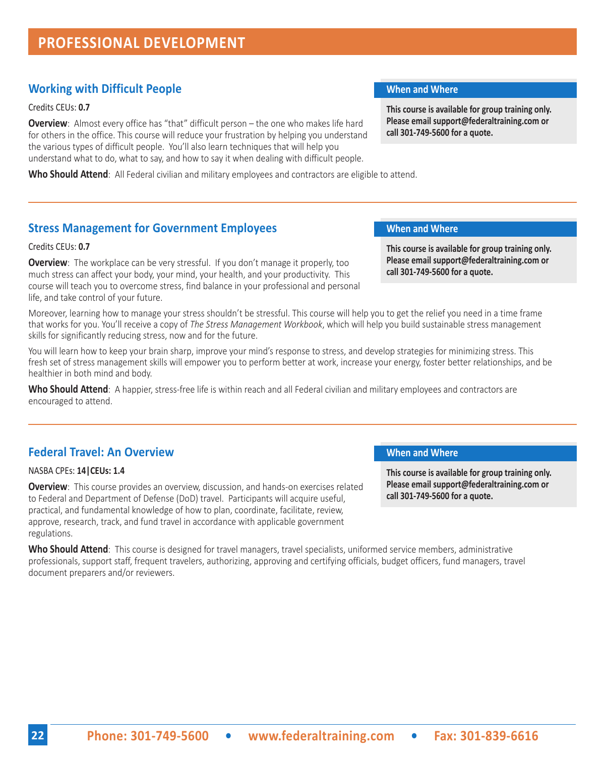# PROFESSIONAL DEVELOPMENT

## Working with Difficult People

Credits CEUs: **0.7**

**Overview**: Almost every office has "that" difficult person – the one who makes life hard for others in the office. This course will reduce your frustration by helping you understand the various types of difficult people. You'll also learn techniques that will help you understand what to do, what to say, and how to say it when dealing with difficult people.

**Who Should Attend**: All Federal civilian and military employees and contractors are eligible to attend.

### When and Where

**This course is available for group training only. Please email support@federaltraining.com or call 301-749-5600 for a quote.**

## Stress Management for Government Employees

Credits CEUs: **0.7**

**Overview**: The workplace can be very stressful. If you don't manage it properly, too much stress can affect your body, your mind, your health, and your productivity. This course will teach you to overcome stress, find balance in your professional and personal life, and take control of your future.

Moreover, learning how to manage your stress shouldn't be stressful. This course will help you to get the relief you need in a time frame that works for you. You'll receive a copy of *The Stress Management Workbook*, which will help you build sustainable stress management skills for significantly reducing stress, now and for the future.

You will learn how to keep your brain sharp, improve your mind's response to stress, and develop strategies for minimizing stress. This fresh set of stress management skills will empower you to perform better at work, increase your energy, foster better relationships, and be healthier in both mind and body.

**Who Should Attend**: A happier, stress-free life is within reach and all Federal civilian and military employees and contractors are encouraged to attend.

### When and Where

**This course is available for group training only. Please email support@federaltraining.com or call 301-749-5600 for a quote.**

## Federal Travel: An Overview

NASBA CPEs: **14|CEUs: 1.4**

**Overview**: This course provides an overview, discussion, and hands-on exercises related to Federal and Department of Defense (DoD) travel. Participants will acquire useful, practical, and fundamental knowledge of how to plan, coordinate, facilitate, review, approve, research, track, and fund travel in accordance with applicable government regulations.

**Who Should Attend**: This course is designed for travel managers, travel specialists, uniformed service members, administrative professionals, support staff, frequent travelers, authorizing, approving and certifying officials, budget officers, fund managers, travel document preparers and/or reviewers.

### When and Where

**This course is available for group training only. Please email support@federaltraining.com or call 301-749-5600 for a quote.**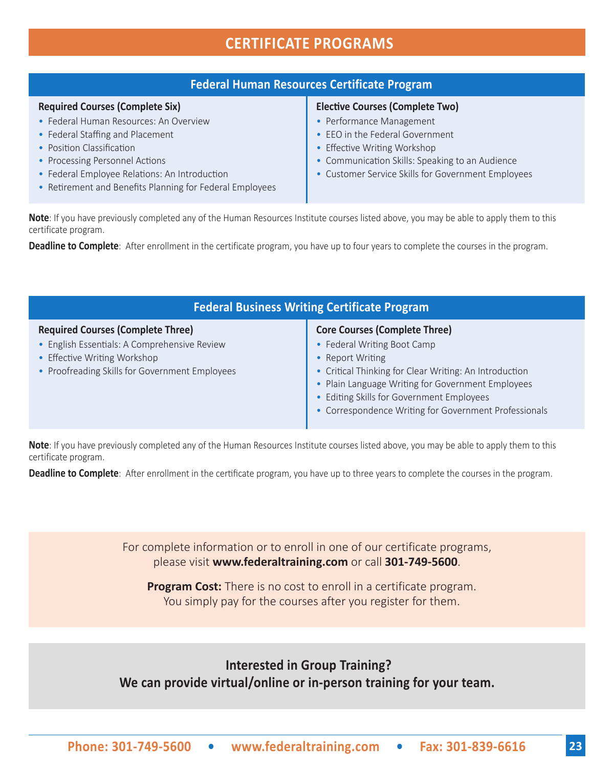# CERTIFICATE PROGRAMS

## Federal Human Resources Certificate Program

**Required Courses (Complete Six)**

- Federal Human Resources: An Overview
- Federal Staffing and Placement
- Position Classification
- Processing Personnel Actions
- Federal Employee Relations: An Introduction
- Retirement and Benefits Planning for Federal Employees

**Elective Courses (Complete Two)**

- Performance Management
- EEO in the Federal Government
- Effective Writing Workshop
- Communication Skills: Speaking to an Audience
- Customer Service Skills for Government Employees

**Note**: If you have previously completed any of the Human Resources Institute courses listed above, you may be able to apply them to this certificate program.

**Deadline to Complete**: After enrollment in the certificate program, you have up to four years to complete the courses in the program.

## Federal Business Writing Certificate Program

**Required Courses (Complete Three)**

- English Essentials: A Comprehensive Review
- Effective Writing Workshop
- Proofreading Skills for Government Employees

**Core Courses (Complete Three)**

- Federal Writing Boot Camp
- Report Writing
- Critical Thinking for Clear Writing: An Introduction
- Plain Language Writing for Government Employees
- Editing Skills for Government Employees
- Correspondence Writing for Government Professionals

**Note**: If you have previously completed any of the Human Resources Institute courses listed above, you may be able to apply them to this certificate program.

**Deadline to Complete**: After enrollment in the certificate program, you have up to three years to complete the courses in the program.

For complete information or to enroll in one of our certificate programs, please visit **www.federaltraining.com** or call **301-749-5600**.

**Program Cost:** There is no cost to enroll in a certificate program. You simply pay for the courses after you register for them.

**Interested in Group Training?**
**We can provide virtual/online or in-person training for your team.**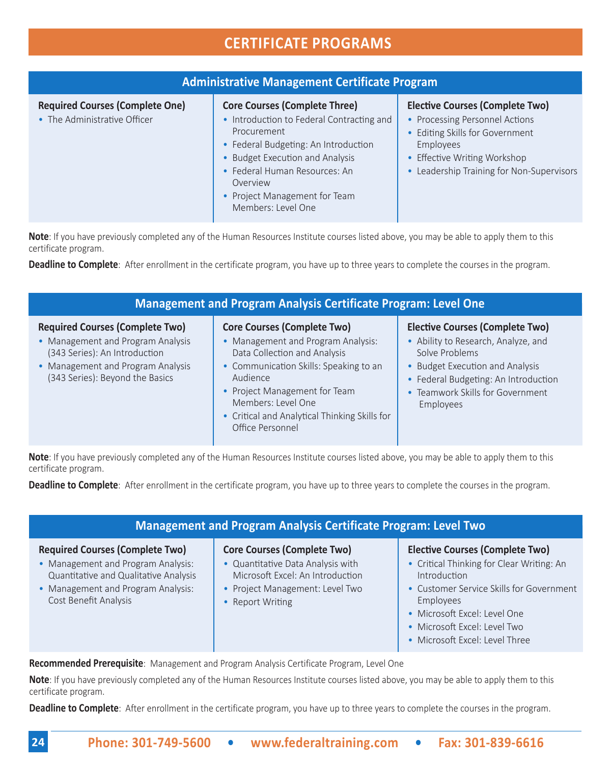# CERTIFICATE PROGRAMS

## Administrative Management Certificate Program

**Required Courses (Complete One)**
- The Administrative Officer

**Core Courses (Complete Three)**
- Introduction to Federal Contracting and Procurement
- Federal Budgeting: An Introduction
- Budget Execution and Analysis
- Federal Human Resources: An Overview
- Project Management for Team Members: Level One

**Elective Courses (Complete Two)**
- Processing Personnel Actions
- Editing Skills for Government Employees
- Effective Writing Workshop
- Leadership Training for Non-Supervisors

**Note**: If you have previously completed any of the Human Resources Institute courses listed above, you may be able to apply them to this certificate program.

**Deadline to Complete**: After enrollment in the certificate program, you have up to three years to complete the courses in the program.

## Management and Program Analysis Certificate Program: Level One

**Required Courses (Complete Two)**
- Management and Program Analysis (343 Series): An Introduction
- Management and Program Analysis (343 Series): Beyond the Basics

**Core Courses (Complete Two)**
- Management and Program Analysis: Data Collection and Analysis
- Communication Skills: Speaking to an Audience
- Project Management for Team Members: Level One
- Critical and Analytical Thinking Skills for Office Personnel

**Elective Courses (Complete Two)**
- Ability to Research, Analyze, and Solve Problems
- Budget Execution and Analysis
- Federal Budgeting: An Introduction
- Teamwork Skills for Government Employees

**Note**: If you have previously completed any of the Human Resources Institute courses listed above, you may be able to apply them to this certificate program.

**Deadline to Complete**: After enrollment in the certificate program, you have up to three years to complete the courses in the program.

## Management and Program Analysis Certificate Program: Level Two

**Required Courses (Complete Two)**
- Management and Program Analysis: Quantitative and Qualitative Analysis
- Management and Program Analysis: Cost Benefit Analysis

**Core Courses (Complete Two)**
- Quantitative Data Analysis with Microsoft Excel: An Introduction
- Project Management: Level Two
- Report Writing

**Elective Courses (Complete Two)**
- Critical Thinking for Clear Writing: An Introduction
- Customer Service Skills for Government Employees
- Microsoft Excel: Level One
- Microsoft Excel: Level Two
- Microsoft Excel: Level Three

**Recommended Prerequisite**: Management and Program Analysis Certificate Program, Level One

**Note**: If you have previously completed any of the Human Resources Institute courses listed above, you may be able to apply them to this certificate program.

**Deadline to Complete**: After enrollment in the certificate program, you have up to three years to complete the courses in the program.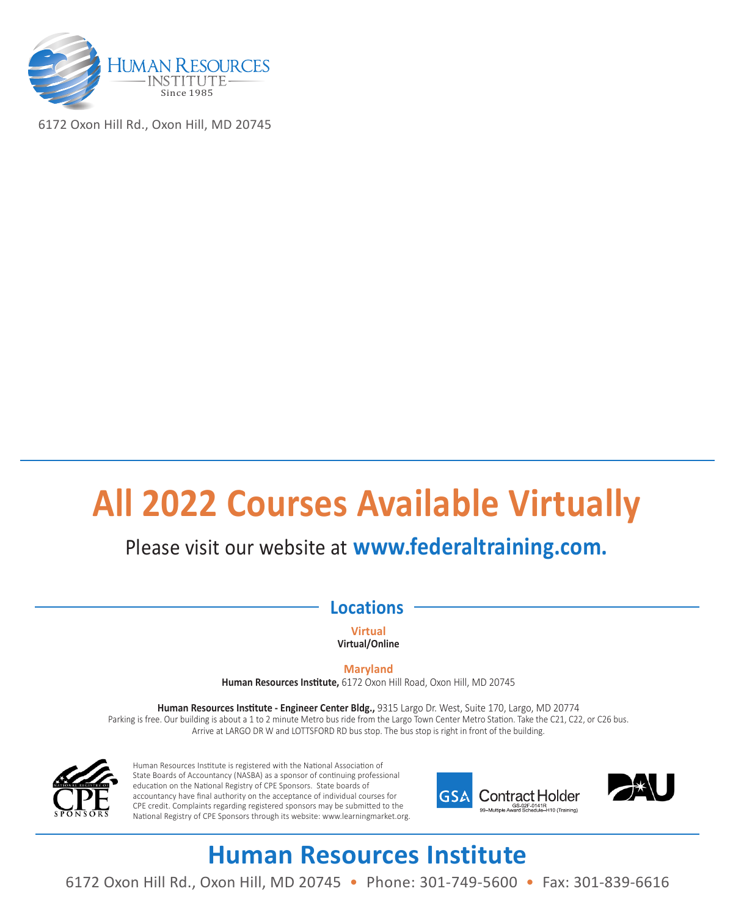HUMAN RESOURCES INSTITUTE
Since 1985

6172 Oxon Hill Rd., Oxon Hill, MD 20745

# All 2022 Courses Available Virtually

Please visit our website at **www.federaltraining.com.**

## Locations

**Virtual**
**Virtual/Online**

**Maryland**
**Human Resources Institute,** 6172 Oxon Hill Road, Oxon Hill, MD 20745

**Human Resources Institute - Engineer Center Bldg.,** 9315 Largo Dr. West, Suite 170, Largo, MD 20774
Parking is free. Our building is about a 1 to 2 minute Metro bus ride from the Largo Town Center Metro Station. Take the C21, C22, or C26 bus. Arrive at LARGO DR W and LOTTSFORD RD bus stop. The bus stop is right in front of the building.

Human Resources Institute is registered with the National Association of State Boards of Accountancy (NASBA) as a sponsor of continuing professional education on the National Registry of CPE Sponsors. State boards of accountancy have final authority on the acceptance of individual courses for CPE credit. Complaints regarding registered sponsors may be submitted to the National Registry of CPE Sponsors through its website: www.learningmarket.org.

GSA Contract Holder
GS-02F-0141R
99–Multiple Award Schedule–H10 (Training)

## Human Resources Institute

6172 Oxon Hill Rd., Oxon Hill, MD 20745 • Phone: 301-749-5600 • Fax: 301-839-6616